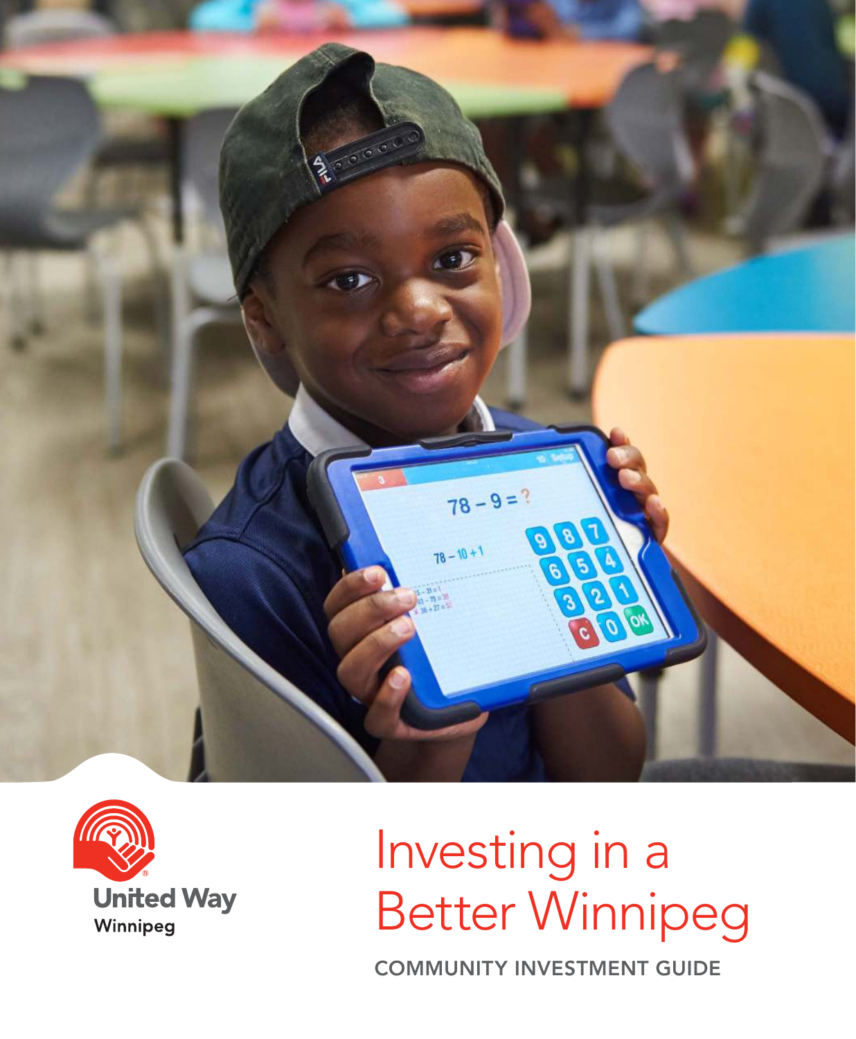United Way Winnipeg

# Investing in a Better Winnipeg

COMMUNITY INVESTMENT GUIDE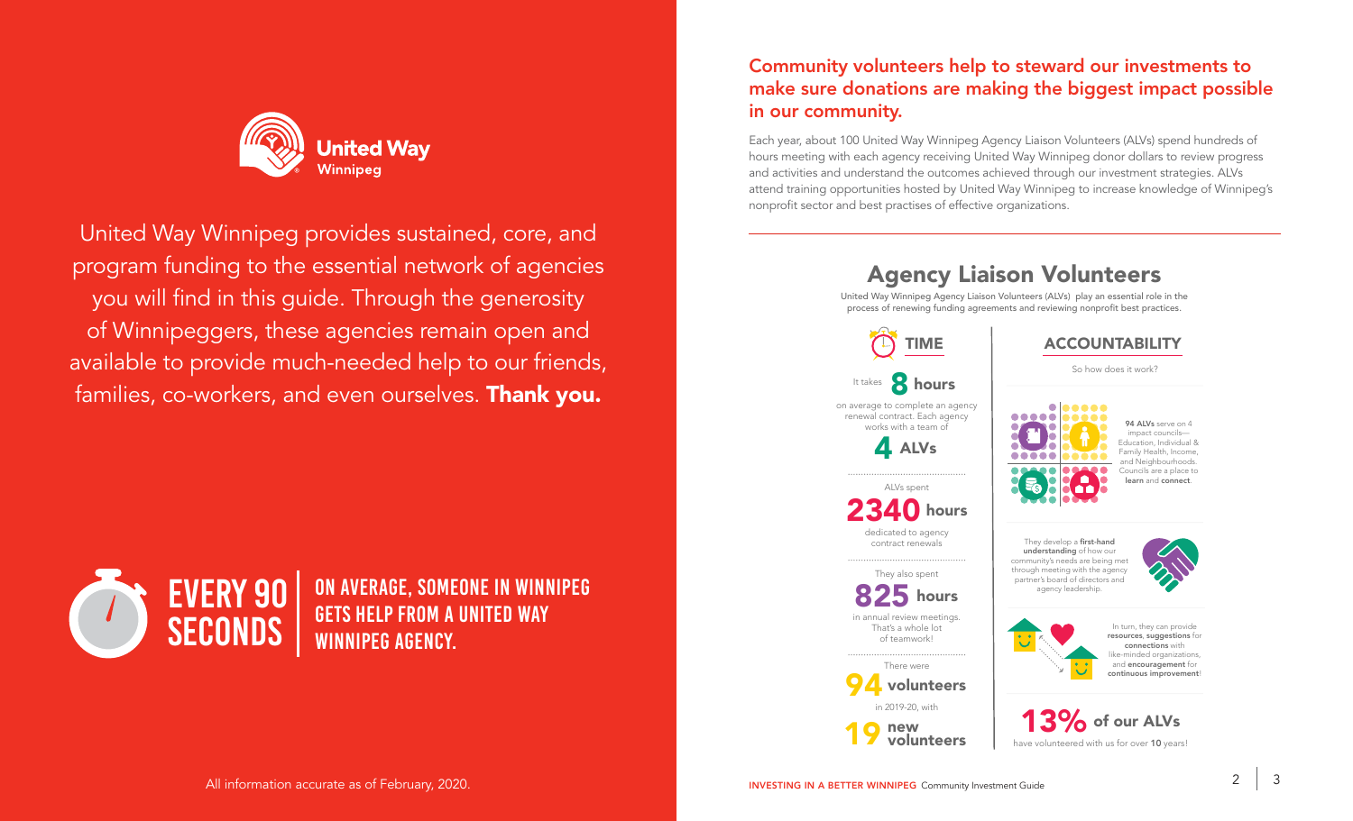United Way Winnipeg

United Way Winnipeg provides sustained, core, and program funding to the essential network of agencies you will find in this guide. Through the generosity of Winnipeggers, these agencies remain open and available to provide much-needed help to our friends, families, co-workers, and even ourselves. **Thank you.**

**EVERY 90 SECONDS** | **ON AVERAGE, SOMEONE IN WINNIPEG GETS HELP FROM A UNITED WAY WINNIPEG AGENCY.**

All information accurate as of February, 2020.

## Community volunteers help to steward our investments to make sure donations are making the biggest impact possible in our community.

Each year, about 100 United Way Winnipeg Agency Liaison Volunteers (ALVs) spend hundreds of hours meeting with each agency receiving United Way Winnipeg donor dollars to review progress and activities and understand the outcomes achieved through our investment strategies. ALVs attend training opportunities hosted by United Way Winnipeg to increase knowledge of Winnipeg's nonprofit sector and best practises of effective organizations.

## Agency Liaison Volunteers

United Way Winnipeg Agency Liaison Volunteers (ALVs) play an essential role in the process of renewing funding agreements and reviewing nonprofit best practices.

### TIME

It takes **8 hours** on average to complete an agency renewal contract. Each agency works with a team of **4 ALVs**

ALVs spent **2340 hours** dedicated to agency contract renewals

They also spent **825 hours** in annual review meetings. That's a whole lot of teamwork!

There were **94 volunteers** in 2019-20, with **19 new volunteers**

### ACCOUNTABILITY

So how does it work?

**94 ALVs** serve on 4 impact councils—Education, Individual & Family Health, Income, and Neighbourhoods. Councils are a place to **learn** and **connect**.

They develop a **first-hand understanding** of how our community's needs are being met through meeting with the agency partner's board of directors and agency leadership.

In turn, they can provide **resources**, **suggestions** for **connections** with like-minded organizations, and **encouragement** for **continuous improvement**!

**13% of our ALVs** have volunteered with us for over **10** years!

INVESTING IN A BETTER WINNIPEG Community Investment Guide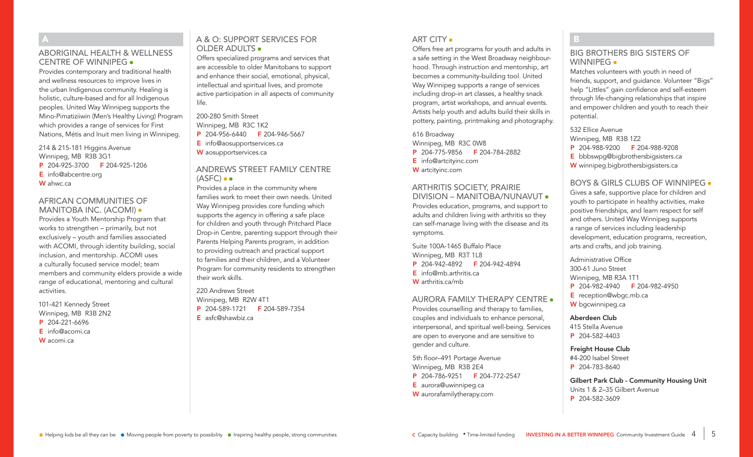## A

### ABORIGINAL HEALTH & WELLNESS CENTRE OF WINNIPEG ●

Provides contemporary and traditional health and wellness resources to improve lives in the urban Indigenous community. Healing is holistic, culture-based and for all Indigenous peoples. United Way Winnipeg supports the Mino-Pimatiziiwin (Men's Healthy Living) Program which provides a range of services for First Nations, Métis and Inuit men living in Winnipeg.

214 & 215-181 Higgins Avenue
Winnipeg, MB R3B 3G1
**P** 204-925-3700 **F** 204-925-1206
**E** info@abcentre.org
**W** ahwc.ca

### AFRICAN COMMUNITIES OF MANITOBA INC. (ACOMI) ●

Provides a Youth Mentorship Program that works to strengthen – primarily, but not exclusively – youth and families associated with ACOMI, through identity building, social inclusion, and mentorship. ACOMI uses a culturally focused service model; team members and community elders provide a wide range of educational, mentoring and cultural activities.

101-421 Kennedy Street
Winnipeg, MB R3B 2N2
**P** 204-221-6696
**E** info@acomi.ca
**W** acomi.ca

### A & O: SUPPORT SERVICES FOR OLDER ADULTS ●

Offers specialized programs and services that are accessible to older Manitobans to support and enhance their social, emotional, physical, intellectual and spiritual lives, and promote active participation in all aspects of community life.

200-280 Smith Street
Winnipeg, MB R3C 1K2
**P** 204-956-6440 **F** 204-946-5667
**E** info@aosupportservices.ca
**W** aosupportservices.ca

### ANDREWS STREET FAMILY CENTRE (ASFC) ● ●

Provides a place in the community where families work to meet their own needs. United Way Winnipeg provides core funding which supports the agency in offering a safe place for children and youth through Pritchard Place Drop-in Centre, parenting support through their Parents Helping Parents program, in addition to providing outreach and practical support to families and their children, and a Volunteer Program for community residents to strengthen their work skills.

220 Andrews Street
Winnipeg, MB R2W 4T1
**P** 204-589-1721 **F** 204-589-7354
**E** asfc@shawbiz.ca

### ART CITY ●

Offers free art programs for youth and adults in a safe setting in the West Broadway neighbourhood. Through instruction and mentorship, art becomes a community-building tool. United Way Winnipeg supports a range of services including drop-in art classes, a healthy snack program, artist workshops, and annual events. Artists help youth and adults build their skills in pottery, painting, printmaking and photography.

616 Broadway
Winnipeg, MB R3C 0W8
**P** 204-775-9856 **F** 204-784-2882
**E** info@artcityinc.com
**W** artcityinc.com

### ARTHRITIS SOCIETY, PRAIRIE DIVISION – MANITOBA/NUNAVUT ●

Provides education, programs, and support to adults and children living with arthritis so they can self-manage living with the disease and its symptoms.

Suite 100A-1465 Buffalo Place
Winnipeg, MB R3T 1L8
**P** 204-942-4892 **F** 204-942-4894
**E** info@mb.arthritis.ca
**W** arthritis.ca/mb

### AURORA FAMILY THERAPY CENTRE ●

Provides counselling and therapy to families, couples and individuals to enhance personal, interpersonal, and spiritual well-being. Services are open to everyone and are sensitive to gender and culture.

5th floor–491 Portage Avenue
Winnipeg, MB R3B 2E4
**P** 204-786-9251 **F** 204-772-2547
**E** aurora@uwinnipeg.ca
**W** aurorafamilytherapy.com

## B

### BIG BROTHERS BIG SISTERS OF WINNIPEG ●

Matches volunteers with youth in need of friends, support, and guidance. Volunteer "Bigs" help "Littles" gain confidence and self-esteem through life-changing relationships that inspire and empower children and youth to reach their potential.

532 Ellice Avenue
Winnipeg, MB R3B 1Z2
**P** 204-988-9200 **F** 204-988-9208
**E** bbbswpg@bigbrothersbigsisters.ca
**W** winnipeg.bigbrothersbigsisters.ca

### BOYS & GIRLS CLUBS OF WINNIPEG ●

Gives a safe, supportive place for children and youth to participate in healthy activities, make positive friendships, and learn respect for self and others. United Way Winnipeg supports a range of services including leadership development, education programs, recreation, arts and crafts, and job training.

Administrative Office
300-61 Juno Street
Winnipeg, MB R3A 1T1
**P** 204-982-4940 **F** 204-982-4950
**E** reception@wbgc.mb.ca
**W** bgcwinnipeg.ca

**Aberdeen Club**
415 Stella Avenue
**P** 204-582-4403

**Freight House Club**
#4-200 Isabel Street
**P** 204-783-8640

**Gilbert Park Club - Community Housing Unit**
Units 1 & 2–35 Gilbert Avenue
**P** 204-582-3609

● Helping kids be all they can be ● Moving people from poverty to possibility ● Inspiring healthy people, strong communities

**C** Capacity building * Time-limited funding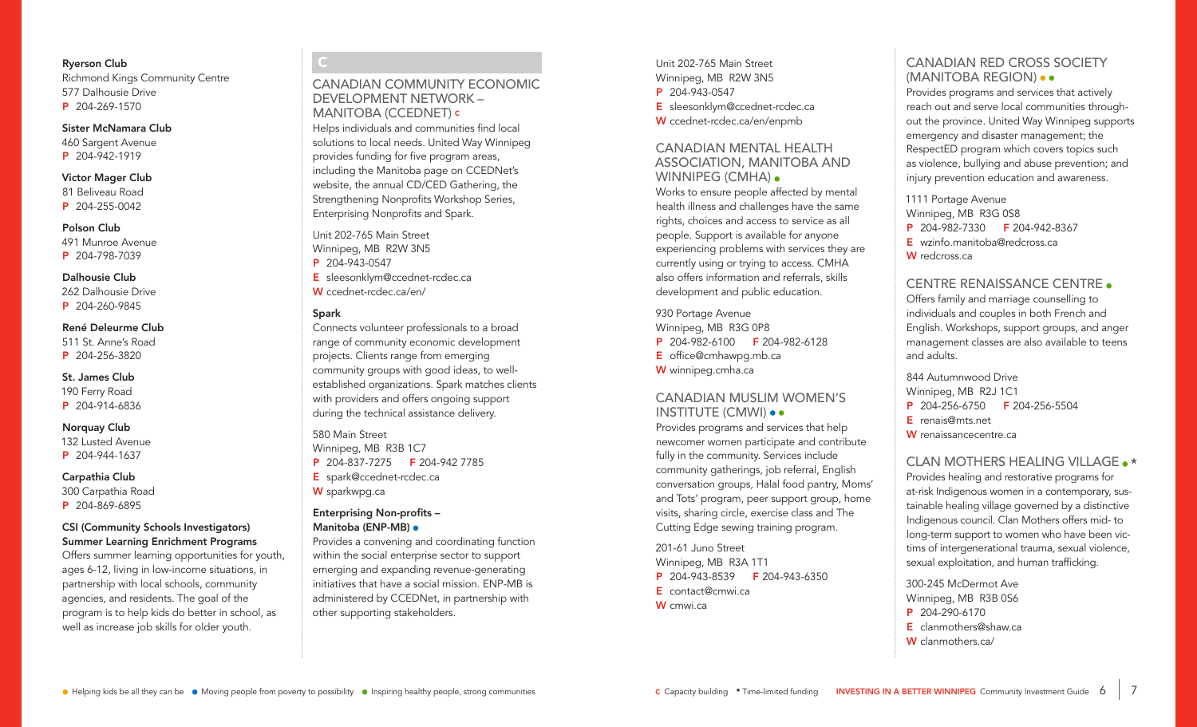**Ryerson Club**
Richmond Kings Community Centre
577 Dalhousie Drive
P 204-269-1570

**Sister McNamara Club**
460 Sargent Avenue
P 204-942-1919

**Victor Mager Club**
81 Beliveau Road
P 204-255-0042

**Polson Club**
491 Munroe Avenue
P 204-798-7039

**Dalhousie Club**
262 Dalhousie Drive
P 204-260-9845

**René Deleurme Club**
511 St. Anne's Road
P 204-256-3820

**St. James Club**
190 Ferry Road
P 204-914-6836

**Norquay Club**
132 Lusted Avenue
P 204-944-1637

**Carpathia Club**
300 Carpathia Road
P 204-869-6895

**CSI (Community Schools Investigators) Summer Learning Enrichment Programs**
Offers summer learning opportunities for youth, ages 6-12, living in low-income situations, in partnership with local schools, community agencies, and residents. The goal of the program is to help kids do better in school, as well as increase job skills for older youth.

# C

## CANADIAN COMMUNITY ECONOMIC DEVELOPMENT NETWORK – MANITOBA (CCEDNET) c

Helps individuals and communities find local solutions to local needs. United Way Winnipeg provides funding for five program areas, including the Manitoba page on CCEDNet's website, the annual CD/CED Gathering, the Strengthening Nonprofits Workshop Series, Enterprising Nonprofits and Spark.

Unit 202-765 Main Street
Winnipeg, MB R2W 3N5
P 204-943-0547
E sleesonklym@ccednet-rcdec.ca
W ccednet-rcdec.ca/en/

**Spark**
Connects volunteer professionals to a broad range of community economic development projects. Clients range from emerging community groups with good ideas, to well-established organizations. Spark matches clients with providers and offers ongoing support during the technical assistance delivery.

580 Main Street
Winnipeg, MB R3B 1C7
P 204-837-7275 F 204-942 7785
E spark@ccednet-rcdec.ca
W sparkwpg.ca

**Enterprising Non-profits – Manitoba (ENP-MB)** ●
Provides a convening and coordinating function within the social enterprise sector to support emerging and expanding revenue-generating initiatives that have a social mission. ENP-MB is administered by CCEDNet, in partnership with other supporting stakeholders.

Unit 202-765 Main Street
Winnipeg, MB R2W 3N5
P 204-943-0547
E sleesonklym@ccednet-rcdec.ca
W ccednet-rcdec.ca/en/enpmb

## CANADIAN MENTAL HEALTH ASSOCIATION, MANITOBA AND WINNIPEG (CMHA) ●

Works to ensure people affected by mental health illness and challenges have the same rights, choices and access to service as all people. Support is available for anyone experiencing problems with services they are currently using or trying to access. CMHA also offers information and referrals, skills development and public education.

930 Portage Avenue
Winnipeg, MB R3G 0P8
P 204-982-6100 F 204-982-6128
E office@cmhawpg.mb.ca
W winnipeg.cmha.ca

## CANADIAN MUSLIM WOMEN'S INSTITUTE (CMWI) ● ●

Provides programs and services that help newcomer women participate and contribute fully in the community. Services include community gatherings, job referral, English conversation groups, Halal food pantry, Moms' and Tots' program, peer support group, home visits, sharing circle, exercise class and The Cutting Edge sewing training program.

201-61 Juno Street
Winnipeg, MB R3A 1T1
P 204-943-8539 F 204-943-6350
E contact@cmwi.ca
W cmwi.ca

## CANADIAN RED CROSS SOCIETY (MANITOBA REGION) ● ●

Provides programs and services that actively reach out and serve local communities throughout the province. United Way Winnipeg supports emergency and disaster management; the RespectED program which covers topics such as violence, bullying and abuse prevention; and injury prevention education and awareness.

1111 Portage Avenue
Winnipeg, MB R3G 0S8
P 204-982-7330 F 204-942-8367
E wzinfo.manitoba@redcross.ca
W redcross.ca

## CENTRE RENAISSANCE CENTRE ●

Offers family and marriage counselling to individuals and couples in both French and English. Workshops, support groups, and anger management classes are also available to teens and adults.

844 Autumnwood Drive
Winnipeg, MB R2J 1C1
P 204-256-6750 F 204-256-5504
E renais@mts.net
W renaissancecentre.ca

## CLAN MOTHERS HEALING VILLAGE ● *

Provides healing and restorative programs for at-risk Indigenous women in a contemporary, sustainable healing village governed by a distinctive Indigenous council. Clan Mothers offers mid- to long-term support to women who have been victims of intergenerational trauma, sexual violence, sexual exploitation, and human trafficking.

300-245 McDermot Ave
Winnipeg, MB R3B 0S6
P 204-290-6170
E clanmothers@shaw.ca
W clanmothers.ca/

● Helping kids be all they can be ● Moving people from poverty to possibility ● Inspiring healthy people, strong communities

c Capacity building * Time-limited funding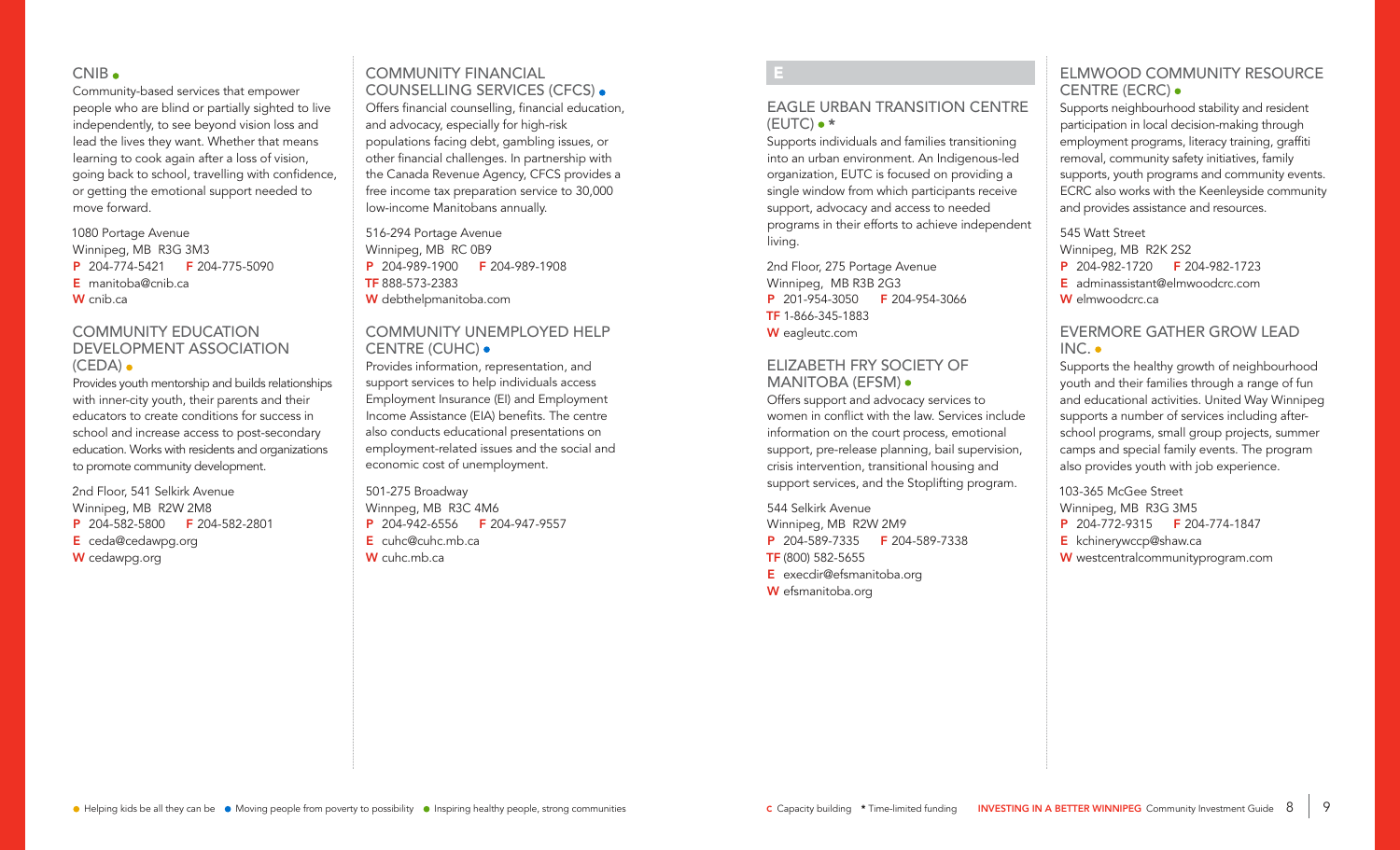## CNIB •

Community-based services that empower people who are blind or partially sighted to live independently, to see beyond vision loss and lead the lives they want. Whether that means learning to cook again after a loss of vision, going back to school, travelling with confidence, or getting the emotional support needed to move forward.

1080 Portage Avenue
Winnipeg, MB R3G 3M3
**P** 204-774-5421 **F** 204-775-5090
**E** manitoba@cnib.ca
**W** cnib.ca

## COMMUNITY EDUCATION DEVELOPMENT ASSOCIATION (CEDA) •

Provides youth mentorship and builds relationships with inner-city youth, their parents and their educators to create conditions for success in school and increase access to post-secondary education. Works with residents and organizations to promote community development.

2nd Floor, 541 Selkirk Avenue
Winnipeg, MB R2W 2M8
**P** 204-582-5800 **F** 204-582-2801
**E** ceda@cedawpg.org
**W** cedawpg.org

## COMMUNITY FINANCIAL COUNSELLING SERVICES (CFCS) •

Offers financial counselling, financial education, and advocacy, especially for high-risk populations facing debt, gambling issues, or other financial challenges. In partnership with the Canada Revenue Agency, CFCS provides a free income tax preparation service to 30,000 low-income Manitobans annually.

516-294 Portage Avenue
Winnipeg, MB RC 0B9
**P** 204-989-1900 **F** 204-989-1908
**TF** 888-573-2383
**W** debthelpmanitoba.com

## COMMUNITY UNEMPLOYED HELP CENTRE (CUHC) •

Provides information, representation, and support services to help individuals access Employment Insurance (EI) and Employment Income Assistance (EIA) benefits. The centre also conducts educational presentations on employment-related issues and the social and economic cost of unemployment.

501-275 Broadway
Winnpeg, MB R3C 4M6
**P** 204-942-6556 **F** 204-947-9557
**E** cuhc@cuhc.mb.ca
**W** cuhc.mb.ca

# E

## EAGLE URBAN TRANSITION CENTRE (EUTC) • *

Supports individuals and families transitioning into an urban environment. An Indigenous-led organization, EUTC is focused on providing a single window from which participants receive support, advocacy and access to needed programs in their efforts to achieve independent living.

2nd Floor, 275 Portage Avenue
Winnipeg, MB R3B 2G3
**P** 201-954-3050 **F** 204-954-3066
**TF** 1-866-345-1883
**W** eagleutc.com

## ELIZABETH FRY SOCIETY OF MANITOBA (EFSM) •

Offers support and advocacy services to women in conflict with the law. Services include information on the court process, emotional support, pre-release planning, bail supervision, crisis intervention, transitional housing and support services, and the Stoplifting program.

544 Selkirk Avenue
Winnipeg, MB R2W 2M9
**P** 204-589-7335 **F** 204-589-7338
**TF** (800) 582-5655
**E** execdir@efsmanitoba.org
**W** efsmanitoba.org

## ELMWOOD COMMUNITY RESOURCE CENTRE (ECRC) •

Supports neighbourhood stability and resident participation in local decision-making through employment programs, literacy training, graffiti removal, community safety initiatives, family supports, youth programs and community events. ECRC also works with the Keenleyside community and provides assistance and resources.

545 Watt Street
Winnipeg, MB R2K 2S2
**P** 204-982-1720 **F** 204-982-1723
**E** adminassistant@elmwoodcrc.com
**W** elmwoodcrc.ca

## EVERMORE GATHER GROW LEAD INC. •

Supports the healthy growth of neighbourhood youth and their families through a range of fun and educational activities. United Way Winnipeg supports a number of services including after-school programs, small group projects, summer camps and special family events. The program also provides youth with job experience.

103-365 McGee Street
Winnipeg, MB R3G 3M5
**P** 204-772-9315 **F** 204-774-1847
**E** kchinerywccp@shaw.ca
**W** westcentralcommunityprogram.com

• Helping kids be all they can be • Moving people from poverty to possibility • Inspiring healthy people, strong communities

**C** Capacity building * Time-limited funding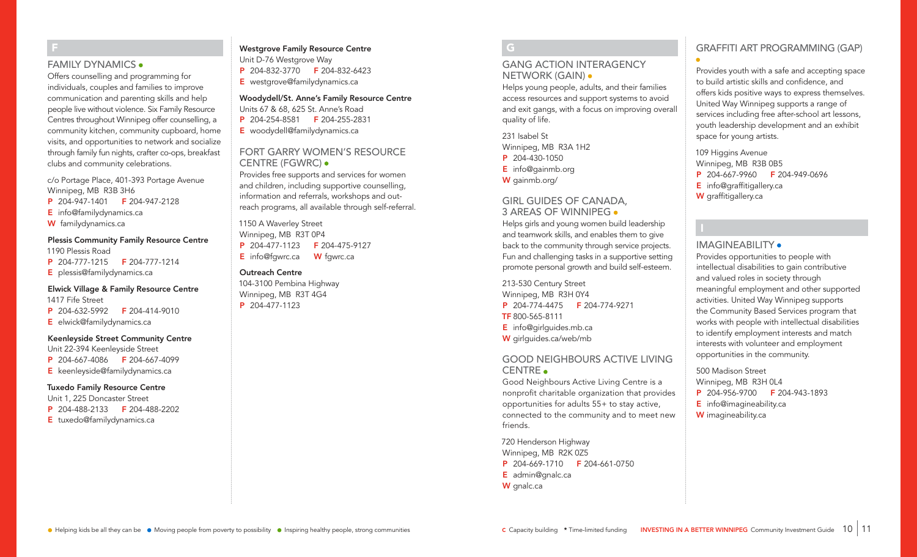## F

### FAMILY DYNAMICS ●

Offers counselling and programming for individuals, couples and families to improve communication and parenting skills and help people live without violence. Six Family Resource Centres throughout Winnipeg offer counselling, a community kitchen, community cupboard, home visits, and opportunities to network and socialize through family fun nights, crafter co-ops, breakfast clubs and community celebrations.

c/o Portage Place, 401-393 Portage Avenue
Winnipeg, MB R3B 3H6
**P** 204-947-1401 **F** 204-947-2128
**E** info@familydynamics.ca
**W** familydynamics.ca

**Plessis Community Family Resource Centre**
1190 Plessis Road
**P** 204-777-1215 **F** 204-777-1214
**E** plessis@familydynamics.ca

**Elwick Village & Family Resource Centre**
1417 Fife Street
**P** 204-632-5992 **F** 204-414-9010
**E** elwick@familydynamics.ca

**Keenleyside Street Community Centre**
Unit 22-394 Keenleyside Street
**P** 204-667-4086 **F** 204-667-4099
**E** keenleyside@familydynamics.ca

**Tuxedo Family Resource Centre**
Unit 1, 225 Doncaster Street
**P** 204-488-2133 **F** 204-488-2202
**E** tuxedo@familydynamics.ca

**Westgrove Family Resource Centre**
Unit D-76 Westgrove Way
**P** 204-832-3770 **F** 204-832-6423
**E** westgrove@familydynamics.ca

**Woodydell/St. Anne's Family Resource Centre**
Units 67 & 68, 625 St. Anne's Road
**P** 204-254-8581 **F** 204-255-2831
**E** woodydell@familydynamics.ca

### FORT GARRY WOMEN'S RESOURCE CENTRE (FGWRC) ●

Provides free supports and services for women and children, including supportive counselling, information and referrals, workshops and outreach programs, all available through self-referral.

1150 A Waverley Street
Winnipeg, MB R3T 0P4
**P** 204-477-1123 **F** 204-475-9127
**E** info@fgwrc.ca **W** fgwrc.ca

**Outreach Centre**
104-3100 Pembina Highway
Winnipeg, MB R3T 4G4
**P** 204-477-1123

## G

### GANG ACTION INTERAGENCY NETWORK (GAIN) ●

Helps young people, adults, and their families access resources and support systems to avoid and exit gangs, with a focus on improving overall quality of life.

231 Isabel St
Winnipeg, MB R3A 1H2
**P** 204-430-1050
**E** info@gainmb.org
**W** gainmb.org/

### GIRL GUIDES OF CANADA, 3 AREAS OF WINNIPEG ●

Helps girls and young women build leadership and teamwork skills, and enables them to give back to the community through service projects. Fun and challenging tasks in a supportive setting promote personal growth and build self-esteem.

213-530 Century Street
Winnipeg, MB R3H 0Y4
**P** 204-774-4475 **F** 204-774-9271
**TF** 800-565-8111
**E** info@girlguides.mb.ca
**W** girlguides.ca/web/mb

### GOOD NEIGHBOURS ACTIVE LIVING CENTRE ●

Good Neighbours Active Living Centre is a nonprofit charitable organization that provides opportunities for adults 55+ to stay active, connected to the community and to meet new friends.

720 Henderson Highway
Winnipeg, MB R2K 0Z5
**P** 204-669-1710 **F** 204-661-0750
**E** admin@gnalc.ca
**W** gnalc.ca

### GRAFFITI ART PROGRAMMING (GAP) ●

Provides youth with a safe and accepting space to build artistic skills and confidence, and offers kids positive ways to express themselves. United Way Winnipeg supports a range of services including free after-school art lessons, youth leadership development and an exhibit space for young artists.

109 Higgins Avenue
Winnipeg, MB R3B 0B5
**P** 204-667-9960 **F** 204-949-0696
**E** info@graffitigallery.ca
**W** graffitigallery.ca

## I

### IMAGINEABILITY ●

Provides opportunities to people with intellectual disabilities to gain contributive and valued roles in society through meaningful employment and other supported activities. United Way Winnipeg supports the Community Based Services program that works with people with intellectual disabilities to identify employment interests and match interests with volunteer and employment opportunities in the community.

500 Madison Street
Winnipeg, MB R3H 0L4
**P** 204-956-9700 **F** 204-943-1893
**E** info@imagineability.ca
**W** imagineability.ca

● Helping kids be all they can be ● Moving people from poverty to possibility ● Inspiring healthy people, strong communities

**c** Capacity building * Time-limited funding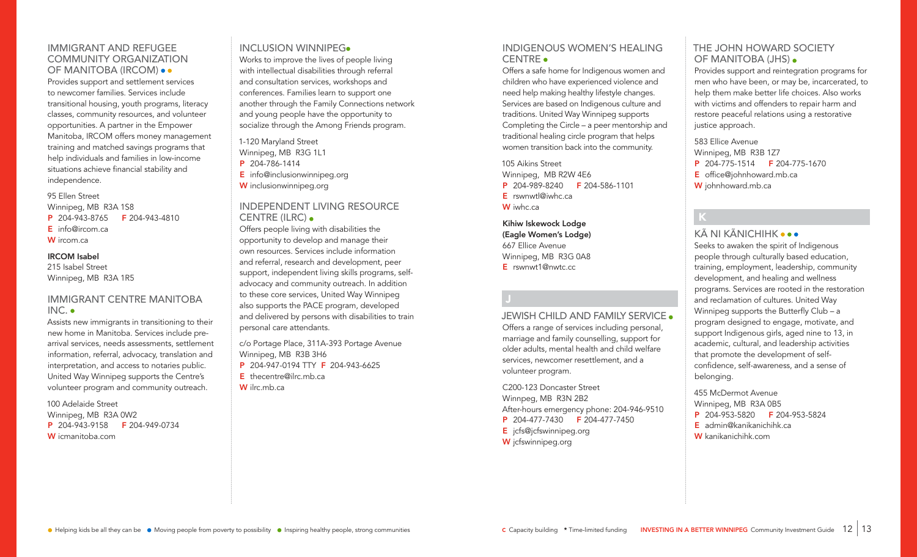## IMMIGRANT AND REFUGEE COMMUNITY ORGANIZATION OF MANITOBA (IRCOM) ● ●

Provides support and settlement services to newcomer families. Services include transitional housing, youth programs, literacy classes, community resources, and volunteer opportunities. A partner in the Empower Manitoba, IRCOM offers money management training and matched savings programs that help individuals and families in low-income situations achieve financial stability and independence.

95 Ellen Street
Winnipeg, MB R3A 1S8
**P** 204-943-8765 **F** 204-943-4810
**E** info@ircom.ca
**W** ircom.ca

**IRCOM Isabel**
215 Isabel Street
Winnipeg, MB R3A 1R5

## IMMIGRANT CENTRE MANITOBA INC. ●

Assists new immigrants in transitioning to their new home in Manitoba. Services include pre-arrival services, needs assessments, settlement information, referral, advocacy, translation and interpretation, and access to notaries public. United Way Winnipeg supports the Centre's volunteer program and community outreach.

100 Adelaide Street
Winnipeg, MB R3A 0W2
**P** 204-943-9158 **F** 204-949-0734
**W** icmanitoba.com

## INCLUSION WINNIPEG●

Works to improve the lives of people living with intellectual disabilities through referral and consultation services, workshops and conferences. Families learn to support one another through the Family Connections network and young people have the opportunity to socialize through the Among Friends program.

1-120 Maryland Street
Winnipeg, MB R3G 1L1
**P** 204-786-1414
**E** info@inclusionwinnipeg.org
**W** inclusionwinnipeg.org

## INDEPENDENT LIVING RESOURCE CENTRE (ILRC) ●

Offers people living with disabilities the opportunity to develop and manage their own resources. Services include information and referral, research and development, peer support, independent living skills programs, self-advocacy and community outreach. In addition to these core services, United Way Winnipeg also supports the PACE program, developed and delivered by persons with disabilities to train personal care attendants.

c/o Portage Place, 311A-393 Portage Avenue
Winnipeg, MB R3B 3H6
**P** 204-947-0194 TTY **F** 204-943-6625
**E** thecentre@ilrc.mb.ca
**W** ilrc.mb.ca

## INDIGENOUS WOMEN'S HEALING CENTRE ●

Offers a safe home for Indigenous women and children who have experienced violence and need help making healthy lifestyle changes. Services are based on Indigenous culture and traditions. United Way Winnipeg supports Completing the Circle – a peer mentorship and traditional healing circle program that helps women transition back into the community.

105 Aikins Street
Winnipeg, MB R2W 4E6
**P** 204-989-8240 **F** 204-586-1101
**E** rswnwtl@iwhc.ca
**W** iwhc.ca

**Kihiw Iskewock Lodge (Eagle Women's Lodge)**
667 Ellice Avenue
Winnipeg, MB R3G 0A8
**E** rswnwt1@nwtc.cc

# J

## JEWISH CHILD AND FAMILY SERVICE ●

Offers a range of services including personal, marriage and family counselling, support for older adults, mental health and child welfare services, newcomer resettlement, and a volunteer program.

C200-123 Doncaster Street
Winnpeg, MB R3N 2B2
After-hours emergency phone: 204-946-9510
**P** 204-477-7430 **F** 204-477-7450
**E** jcfs@jcfswinnipeg.org
**W** jcfswinnipeg.org

## THE JOHN HOWARD SOCIETY OF MANITOBA (JHS) ●

Provides support and reintegration programs for men who have been, or may be, incarcerated, to help them make better life choices. Also works with victims and offenders to repair harm and restore peaceful relations using a restorative justice approach.

583 Ellice Avenue
Winnipeg, MB R3B 1Z7
**P** 204-775-1514 **F** 204-775-1670
**E** office@johnhoward.mb.ca
**W** johnhoward.mb.ca

# K

## KĀ NI KĀNICHIHK ● ● ●

Seeks to awaken the spirit of Indigenous people through culturally based education, training, employment, leadership, community development, and healing and wellness programs. Services are rooted in the restoration and reclamation of cultures. United Way Winnipeg supports the Butterfly Club – a program designed to engage, motivate, and support Indigenous girls, aged nine to 13, in academic, cultural, and leadership activities that promote the development of self-confidence, self-awareness, and a sense of belonging.

455 McDermot Avenue
Winnipeg, MB R3A 0B5
**P** 204-953-5820 **F** 204-953-5824
**E** admin@kanikanichihk.ca
**W** kanikanichihk.com

● Helping kids be all they can be ● Moving people from poverty to possibility ● Inspiring healthy people, strong communities

**C** Capacity building * Time-limited funding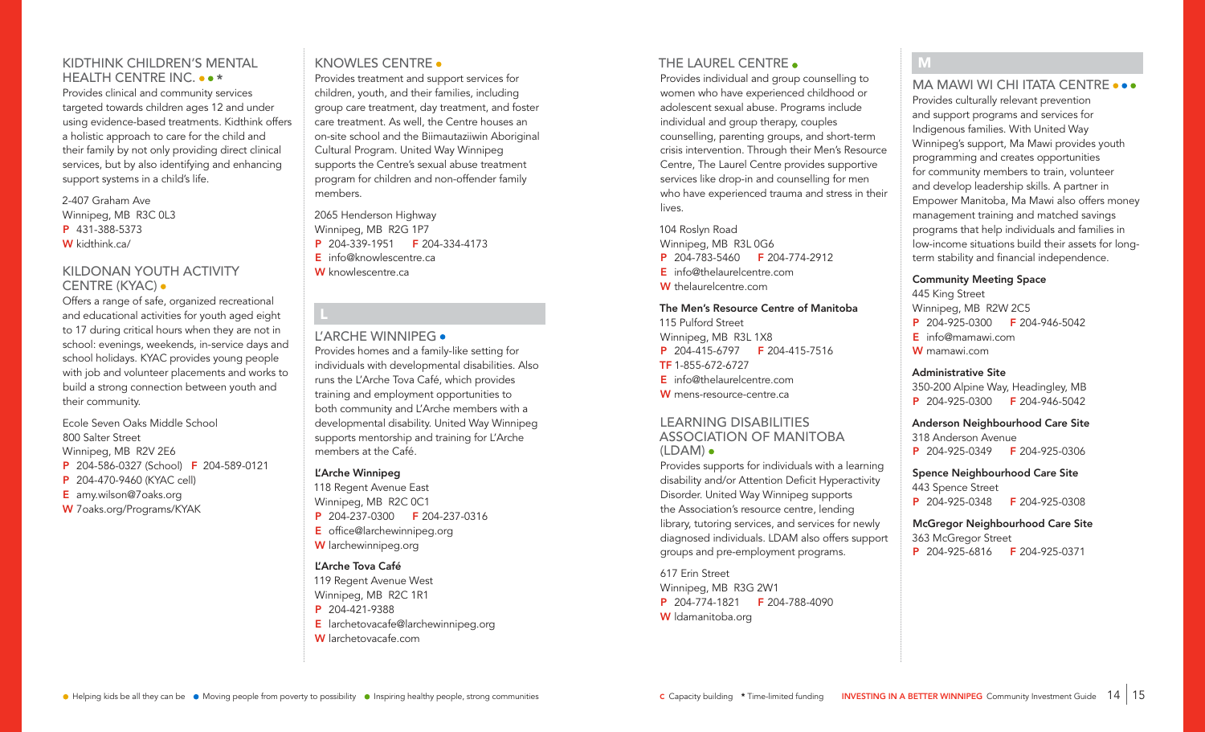## KIDTHINK CHILDREN'S MENTAL HEALTH CENTRE INC. ● ● *

Provides clinical and community services targeted towards children ages 12 and under using evidence-based treatments. Kidthink offers a holistic approach to care for the child and their family by not only providing direct clinical services, but by also identifying and enhancing support systems in a child's life.

2-407 Graham Ave
Winnipeg, MB R3C 0L3
**P** 431-388-5373
**W** kidthink.ca/

## KILDONAN YOUTH ACTIVITY CENTRE (KYAC) ●

Offers a range of safe, organized recreational and educational activities for youth aged eight to 17 during critical hours when they are not in school: evenings, weekends, in-service days and school holidays. KYAC provides young people with job and volunteer placements and works to build a strong connection between youth and their community.

Ecole Seven Oaks Middle School
800 Salter Street
Winnipeg, MB R2V 2E6
**P** 204-586-0327 (School) **F** 204-589-0121
**P** 204-470-9460 (KYAC cell)
**E** amy.wilson@7oaks.org
**W** 7oaks.org/Programs/KYAK

## KNOWLES CENTRE ●

Provides treatment and support services for children, youth, and their families, including group care treatment, day treatment, and foster care treatment. As well, the Centre houses an on-site school and the Biimautaziiwin Aboriginal Cultural Program. United Way Winnipeg supports the Centre's sexual abuse treatment program for children and non-offender family members.

2065 Henderson Highway
Winnipeg, MB R2G 1P7
**P** 204-339-1951 **F** 204-334-4173
**E** info@knowlescentre.ca
**W** knowlescentre.ca

# L

## L'ARCHE WINNIPEG ●

Provides homes and a family-like setting for individuals with developmental disabilities. Also runs the L'Arche Tova Café, which provides training and employment opportunities to both community and L'Arche members with a developmental disability. United Way Winnipeg supports mentorship and training for L'Arche members at the Café.

**L'Arche Winnipeg**
118 Regent Avenue East
Winnipeg, MB R2C 0C1
**P** 204-237-0300 **F** 204-237-0316
**E** office@larchewinnipeg.org
**W** larchewinnipeg.org

**L'Arche Tova Café**
119 Regent Avenue West
Winnipeg, MB R2C 1R1
**P** 204-421-9388
**E** larchetovacafe@larchewinnipeg.org
**W** larchetovacafe.com

## THE LAUREL CENTRE ●

Provides individual and group counselling to women who have experienced childhood or adolescent sexual abuse. Programs include individual and group therapy, couples counselling, parenting groups, and short-term crisis intervention. Through their Men's Resource Centre, The Laurel Centre provides supportive services like drop-in and counselling for men who have experienced trauma and stress in their lives.

104 Roslyn Road
Winnipeg, MB R3L 0G6
**P** 204-783-5460 **F** 204-774-2912
**E** info@thelaurelcentre.com
**W** thelaurelcentre.com

**The Men's Resource Centre of Manitoba**
115 Pulford Street
Winnipeg, MB R3L 1X8
**P** 204-415-6797 **F** 204-415-7516
**TF** 1-855-672-6727
**E** info@thelaurelcentre.com
**W** mens-resource-centre.ca

## LEARNING DISABILITIES ASSOCIATION OF MANITOBA (LDAM) ●

Provides supports for individuals with a learning disability and/or Attention Deficit Hyperactivity Disorder. United Way Winnipeg supports the Association's resource centre, lending library, tutoring services, and services for newly diagnosed individuals. LDAM also offers support groups and pre-employment programs.

617 Erin Street
Winnipeg, MB R3G 2W1
**P** 204-774-1821 **F** 204-788-4090
**W** ldamanitoba.org

# M

## MA MAWI WI CHI ITATA CENTRE ● ● ●

Provides culturally relevant prevention and support programs and services for Indigenous families. With United Way Winnipeg's support, Ma Mawi provides youth programming and creates opportunities for community members to train, volunteer and develop leadership skills. A partner in Empower Manitoba, Ma Mawi also offers money management training and matched savings programs that help individuals and families in low-income situations build their assets for long-term stability and financial independence.

**Community Meeting Space**
445 King Street
Winnipeg, MB R2W 2C5
**P** 204-925-0300 **F** 204-946-5042
**E** info@mamawi.com
**W** mamawi.com

**Administrative Site**
350-200 Alpine Way, Headingley, MB
**P** 204-925-0300 **F** 204-946-5042

**Anderson Neighbourhood Care Site**
318 Anderson Avenue
**P** 204-925-0349 **F** 204-925-0306

**Spence Neighbourhood Care Site**
443 Spence Street
**P** 204-925-0348 **F** 204-925-0308

**McGregor Neighbourhood Care Site**
363 McGregor Street
**P** 204-925-6816 **F** 204-925-0371

● Helping kids be all they can be ● Moving people from poverty to possibility ● Inspiring healthy people, strong communities

**C** Capacity building * Time-limited funding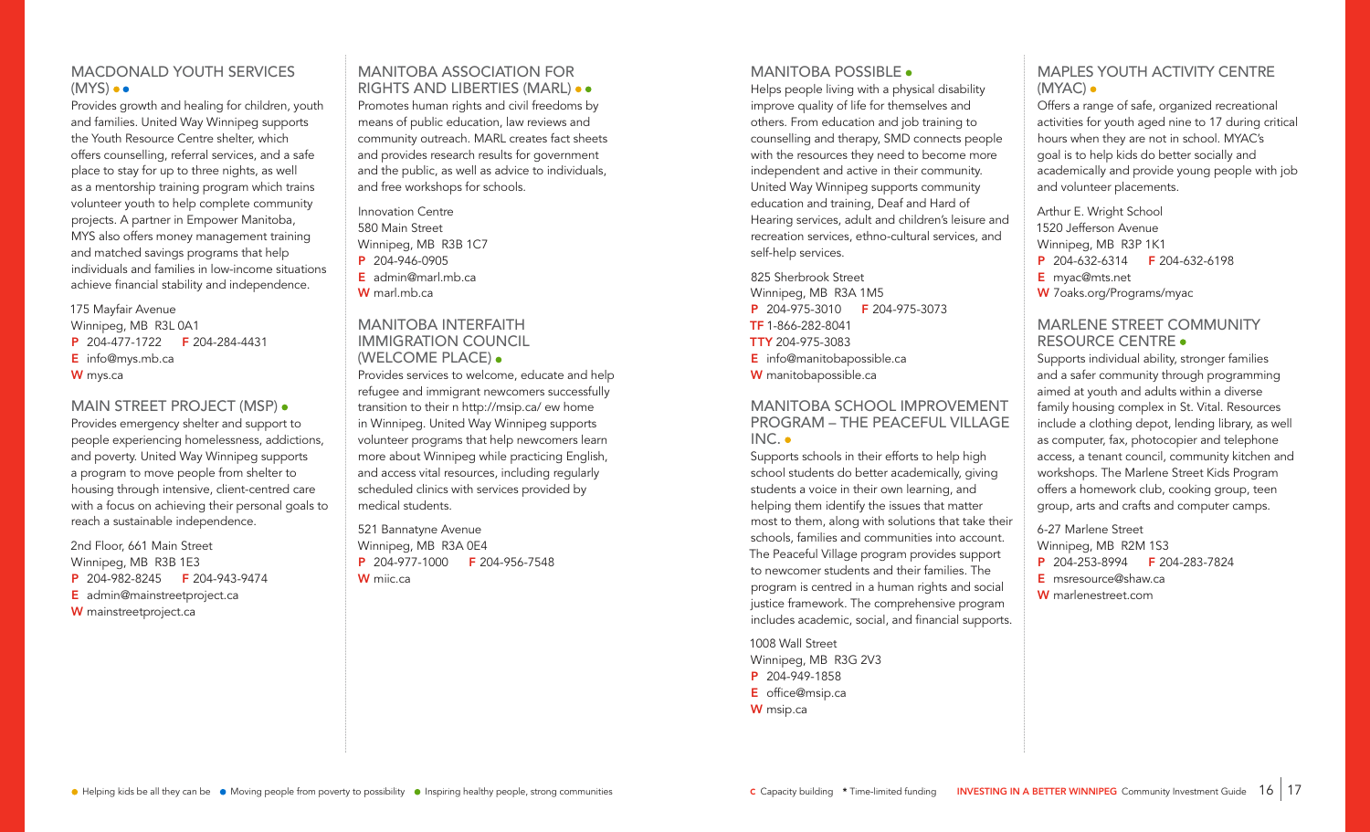## MACDONALD YOUTH SERVICES (MYS) ● ●

Provides growth and healing for children, youth and families. United Way Winnipeg supports the Youth Resource Centre shelter, which offers counselling, referral services, and a safe place to stay for up to three nights, as well as a mentorship training program which trains volunteer youth to help complete community projects. A partner in Empower Manitoba, MYS also offers money management training and matched savings programs that help individuals and families in low-income situations achieve financial stability and independence.

175 Mayfair Avenue
Winnipeg, MB R3L 0A1
**P** 204-477-1722 **F** 204-284-4431
**E** info@mys.mb.ca
**W** mys.ca

## MAIN STREET PROJECT (MSP) ●

Provides emergency shelter and support to people experiencing homelessness, addictions, and poverty. United Way Winnipeg supports a program to move people from shelter to housing through intensive, client-centred care with a focus on achieving their personal goals to reach a sustainable independence.

2nd Floor, 661 Main Street
Winnipeg, MB R3B 1E3
**P** 204-982-8245 **F** 204-943-9474
**E** admin@mainstreetproject.ca
**W** mainstreetproject.ca

## MANITOBA ASSOCIATION FOR RIGHTS AND LIBERTIES (MARL) ● ●

Promotes human rights and civil freedoms by means of public education, law reviews and community outreach. MARL creates fact sheets and provides research results for government and the public, as well as advice to individuals, and free workshops for schools.

Innovation Centre
580 Main Street
Winnipeg, MB R3B 1C7
**P** 204-946-0905
**E** admin@marl.mb.ca
**W** marl.mb.ca

## MANITOBA INTERFAITH IMMIGRATION COUNCIL (WELCOME PLACE) ●

Provides services to welcome, educate and help refugee and immigrant newcomers successfully transition to their n http://msip.ca/ ew home in Winnipeg. United Way Winnipeg supports volunteer programs that help newcomers learn more about Winnipeg while practicing English, and access vital resources, including regularly scheduled clinics with services provided by medical students.

521 Bannatyne Avenue
Winnipeg, MB R3A 0E4
**P** 204-977-1000 **F** 204-956-7548
**W** miic.ca

## MANITOBA POSSIBLE ●

Helps people living with a physical disability improve quality of life for themselves and others. From education and job training to counselling and therapy, SMD connects people with the resources they need to become more independent and active in their community. United Way Winnipeg supports community education and training, Deaf and Hard of Hearing services, adult and children's leisure and recreation services, ethno-cultural services, and self-help services.

825 Sherbrook Street
Winnipeg, MB R3A 1M5
**P** 204-975-3010 **F** 204-975-3073
**TF** 1-866-282-8041
**TTY** 204-975-3083
**E** info@manitobapossible.ca
**W** manitobapossible.ca

## MANITOBA SCHOOL IMPROVEMENT PROGRAM – THE PEACEFUL VILLAGE INC. ●

Supports schools in their efforts to help high school students do better academically, giving students a voice in their own learning, and helping them identify the issues that matter most to them, along with solutions that take their schools, families and communities into account. The Peaceful Village program provides support to newcomer students and their families. The program is centred in a human rights and social justice framework. The comprehensive program includes academic, social, and financial supports.

1008 Wall Street
Winnipeg, MB R3G 2V3
**P** 204-949-1858
**E** office@msip.ca
**W** msip.ca

## MAPLES YOUTH ACTIVITY CENTRE (MYAC) ●

Offers a range of safe, organized recreational activities for youth aged nine to 17 during critical hours when they are not in school. MYAC's goal is to help kids do better socially and academically and provide young people with job and volunteer placements.

Arthur E. Wright School
1520 Jefferson Avenue
Winnipeg, MB R3P 1K1
**P** 204-632-6314 **F** 204-632-6198
**E** myac@mts.net
**W** 7oaks.org/Programs/myac

## MARLENE STREET COMMUNITY RESOURCE CENTRE ●

Supports individual ability, stronger families and a safer community through programming aimed at youth and adults within a diverse family housing complex in St. Vital. Resources include a clothing depot, lending library, as well as computer, fax, photocopier and telephone access, a tenant council, community kitchen and workshops. The Marlene Street Kids Program offers a homework club, cooking group, teen group, arts and crafts and computer camps.

6-27 Marlene Street
Winnipeg, MB R2M 1S3
**P** 204-253-8994 **F** 204-283-7824
**E** msresource@shaw.ca
**W** marlenestreet.com

● Helping kids be all they can be ● Moving people from poverty to possibility ● Inspiring healthy people, strong communities

**C** Capacity building * Time-limited funding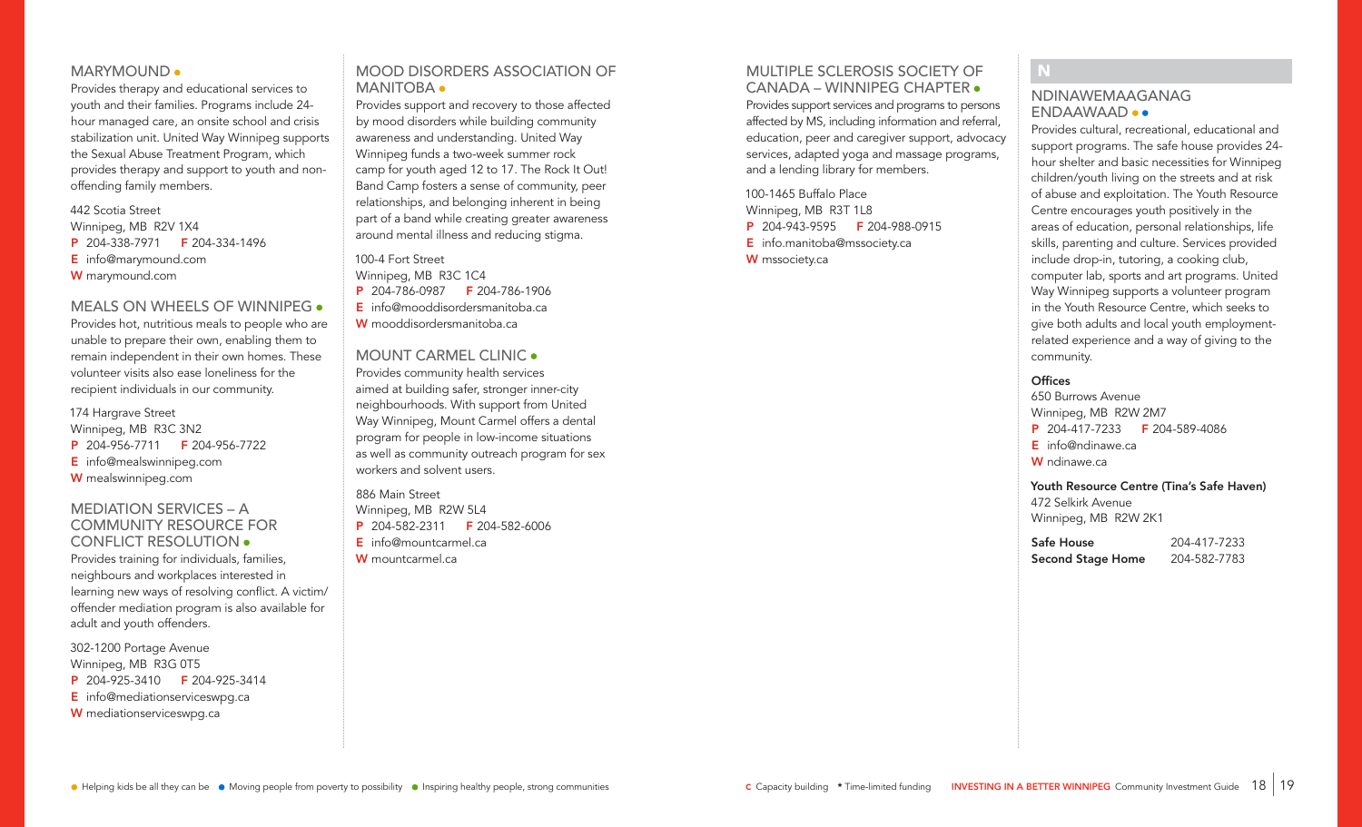## MARYMOUND ●

Provides therapy and educational services to youth and their families. Programs include 24-hour managed care, an onsite school and crisis stabilization unit. United Way Winnipeg supports the Sexual Abuse Treatment Program, which provides therapy and support to youth and non-offending family members.

442 Scotia Street
Winnipeg, MB R2V 1X4
**P** 204-338-7971 **F** 204-334-1496
**E** info@marymound.com
**W** marymound.com

## MEALS ON WHEELS OF WINNIPEG ●

Provides hot, nutritious meals to people who are unable to prepare their own, enabling them to remain independent in their own homes. These volunteer visits also ease loneliness for the recipient individuals in our community.

174 Hargrave Street
Winnipeg, MB R3C 3N2
**P** 204-956-7711 **F** 204-956-7722
**E** info@mealswinnipeg.com
**W** mealswinnipeg.com

## MEDIATION SERVICES – A COMMUNITY RESOURCE FOR CONFLICT RESOLUTION ●

Provides training for individuals, families, neighbours and workplaces interested in learning new ways of resolving conflict. A victim/offender mediation program is also available for adult and youth offenders.

302-1200 Portage Avenue
Winnipeg, MB R3G 0T5
**P** 204-925-3410 **F** 204-925-3414
**E** info@mediationserviceswpg.ca
**W** mediationserviceswpg.ca

## MOOD DISORDERS ASSOCIATION OF MANITOBA ●

Provides support and recovery to those affected by mood disorders while building community awareness and understanding. United Way Winnipeg funds a two-week summer rock camp for youth aged 12 to 17. The Rock It Out! Band Camp fosters a sense of community, peer relationships, and belonging inherent in being part of a band while creating greater awareness around mental illness and reducing stigma.

100-4 Fort Street
Winnipeg, MB R3C 1C4
**P** 204-786-0987 **F** 204-786-1906
**E** info@mooddisordersmanitoba.ca
**W** mooddisordersmanitoba.ca

## MOUNT CARMEL CLINIC ●

Provides community health services aimed at building safer, stronger inner-city neighbourhoods. With support from United Way Winnipeg, Mount Carmel offers a dental program for people in low-income situations as well as community outreach program for sex workers and solvent users.

886 Main Street
Winnipeg, MB R2W 5L4
**P** 204-582-2311 **F** 204-582-6006
**E** info@mountcarmel.ca
**W** mountcarmel.ca

## MULTIPLE SCLEROSIS SOCIETY OF CANADA – WINNIPEG CHAPTER ●

Provides support services and programs to persons affected by MS, including information and referral, education, peer and caregiver support, advocacy services, adapted yoga and massage programs, and a lending library for members.

100-1465 Buffalo Place
Winnipeg, MB R3T 1L8
**P** 204-943-9595 **F** 204-988-0915
**E** info.manitoba@mssociety.ca
**W** mssociety.ca

# N

## NDINAWEMAAGANAG ENDAAWAAD ● ●

Provides cultural, recreational, educational and support programs. The safe house provides 24-hour shelter and basic necessities for Winnipeg children/youth living on the streets and at risk of abuse and exploitation. The Youth Resource Centre encourages youth positively in the areas of education, personal relationships, life skills, parenting and culture. Services provided include drop-in, tutoring, a cooking club, computer lab, sports and art programs. United Way Winnipeg supports a volunteer program in the Youth Resource Centre, which seeks to give both adults and local youth employment-related experience and a way of giving to the community.

**Offices**
650 Burrows Avenue
Winnipeg, MB R2W 2M7
**P** 204-417-7233 **F** 204-589-4086
**E** info@ndinawe.ca
**W** ndinawe.ca

**Youth Resource Centre (Tina's Safe Haven)**
472 Selkirk Avenue
Winnipeg, MB R2W 2K1

**Safe House** 204-417-7233
**Second Stage Home** 204-582-7783

● Helping kids be all they can be ● Moving people from poverty to possibility ● Inspiring healthy people, strong communities

**c** Capacity building * Time-limited funding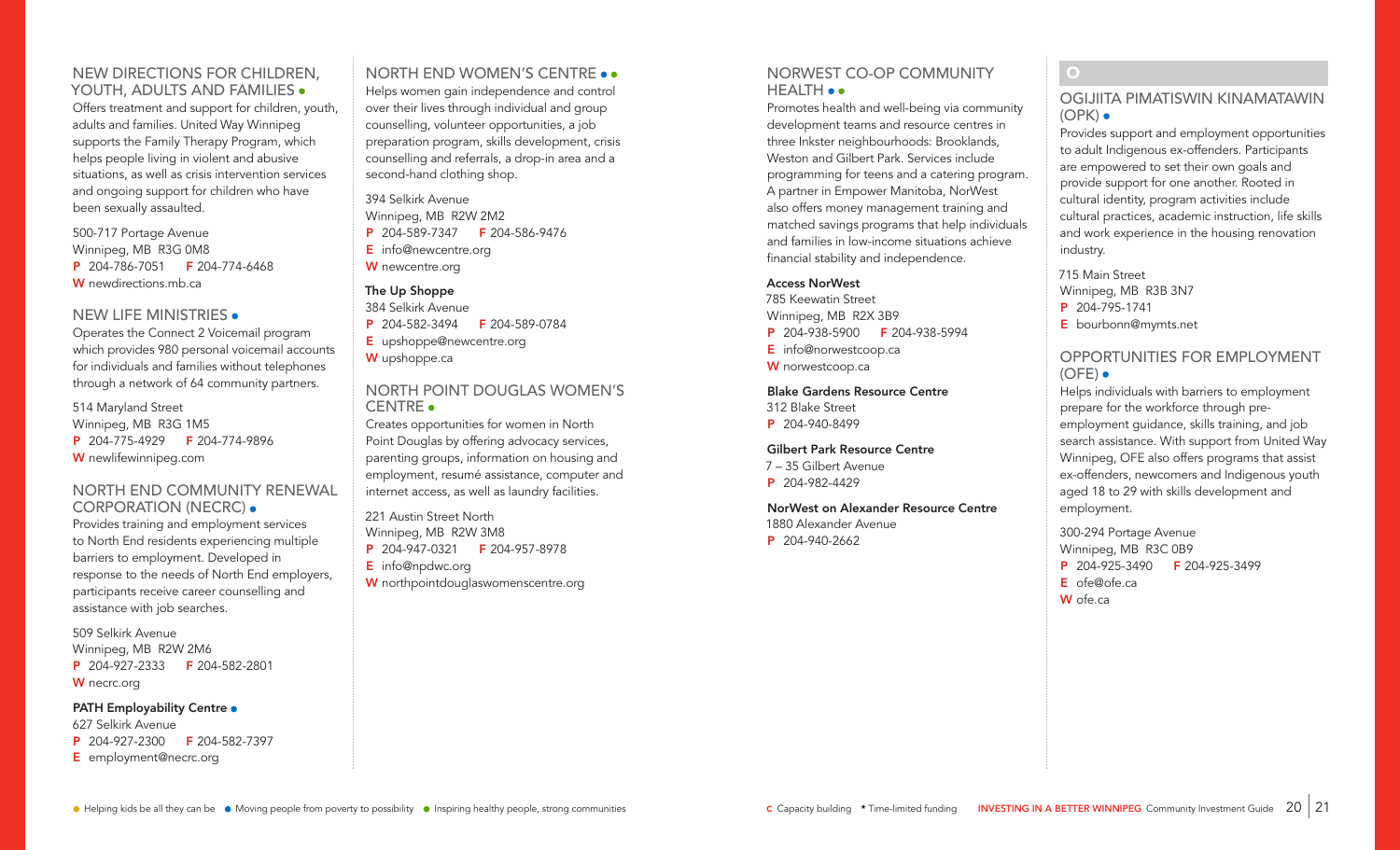## NEW DIRECTIONS FOR CHILDREN, YOUTH, ADULTS AND FAMILIES ●

Offers treatment and support for children, youth, adults and families. United Way Winnipeg supports the Family Therapy Program, which helps people living in violent and abusive situations, as well as crisis intervention services and ongoing support for children who have been sexually assaulted.

500-717 Portage Avenue
Winnipeg, MB R3G 0M8
**P** 204-786-7051 **F** 204-774-6468
**W** newdirections.mb.ca

## NEW LIFE MINISTRIES ●

Operates the Connect 2 Voicemail program which provides 980 personal voicemail accounts for individuals and families without telephones through a network of 64 community partners.

514 Maryland Street
Winnipeg, MB R3G 1M5
**P** 204-775-4929 **F** 204-774-9896
**W** newlifewinnipeg.com

## NORTH END COMMUNITY RENEWAL CORPORATION (NECRC) ●

Provides training and employment services to North End residents experiencing multiple barriers to employment. Developed in response to the needs of North End employers, participants receive career counselling and assistance with job searches.

509 Selkirk Avenue
Winnipeg, MB R2W 2M6
**P** 204-927-2333 **F** 204-582-2801
**W** necrc.org

**PATH Employability Centre ●**
627 Selkirk Avenue
**P** 204-927-2300 **F** 204-582-7397
**E** employment@necrc.org

## NORTH END WOMEN'S CENTRE ● ●

Helps women gain independence and control over their lives through individual and group counselling, volunteer opportunities, a job preparation program, skills development, crisis counselling and referrals, a drop-in area and a second-hand clothing shop.

394 Selkirk Avenue
Winnipeg, MB R2W 2M2
**P** 204-589-7347 **F** 204-586-9476
**E** info@newcentre.org
**W** newcentre.org

**The Up Shoppe**
384 Selkirk Avenue
**P** 204-582-3494 **F** 204-589-0784
**E** upshoppe@newcentre.org
**W** upshoppe.ca

## NORTH POINT DOUGLAS WOMEN'S CENTRE ●

Creates opportunities for women in North Point Douglas by offering advocacy services, parenting groups, information on housing and employment, resumé assistance, computer and internet access, as well as laundry facilities.

221 Austin Street North
Winnipeg, MB R2W 3M8
**P** 204-947-0321 **F** 204-957-8978
**E** info@npdwc.org
**W** northpointdouglaswomenscentre.org

## NORWEST CO-OP COMMUNITY HEALTH ● ●

Promotes health and well-being via community development teams and resource centres in three Inkster neighbourhoods: Brooklands, Weston and Gilbert Park. Services include programming for teens and a catering program. A partner in Empower Manitoba, NorWest also offers money management training and matched savings programs that help individuals and families in low-income situations achieve financial stability and independence.

**Access NorWest**
785 Keewatin Street
Winnipeg, MB R2X 3B9
**P** 204-938-5900 **F** 204-938-5994
**E** info@norwestcoop.ca
**W** norwestcoop.ca

**Blake Gardens Resource Centre**
312 Blake Street
**P** 204-940-8499

**Gilbert Park Resource Centre**
7 – 35 Gilbert Avenue
**P** 204-982-4429

**NorWest on Alexander Resource Centre**
1880 Alexander Avenue
**P** 204-940-2662

# O

## OGIJIITA PIMATISWIN KINAMATAWIN (OPK) ●

Provides support and employment opportunities to adult Indigenous ex-offenders. Participants are empowered to set their own goals and provide support for one another. Rooted in cultural identity, program activities include cultural practices, academic instruction, life skills and work experience in the housing renovation industry.

715 Main Street
Winnipeg, MB R3B 3N7
**P** 204-795-1741
**E** bourbonn@mymts.net

## OPPORTUNITIES FOR EMPLOYMENT (OFE) ●

Helps individuals with barriers to employment prepare for the workforce through pre-employment guidance, skills training, and job search assistance. With support from United Way Winnipeg, OFE also offers programs that assist ex-offenders, newcomers and Indigenous youth aged 18 to 29 with skills development and employment.

300-294 Portage Avenue
Winnipeg, MB R3C 0B9
**P** 204-925-3490 **F** 204-925-3499
**E** ofe@ofe.ca
**W** ofe.ca

● Helping kids be all they can be ● Moving people from poverty to possibility ● Inspiring healthy people, strong communities

**C** Capacity building * Time-limited funding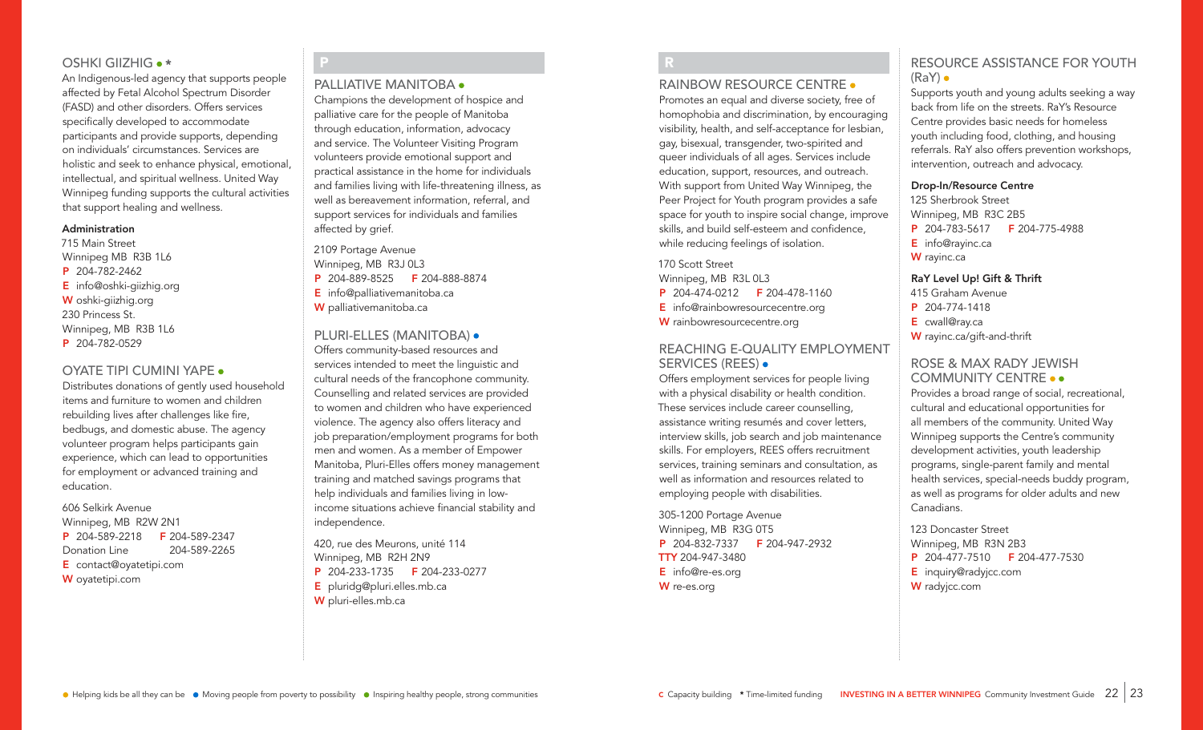## OSHKI GIIZHIG ● *

An Indigenous-led agency that supports people affected by Fetal Alcohol Spectrum Disorder (FASD) and other disorders. Offers services specifically developed to accommodate participants and provide supports, depending on individuals' circumstances. Services are holistic and seek to enhance physical, emotional, intellectual, and spiritual wellness. United Way Winnipeg funding supports the cultural activities that support healing and wellness.

**Administration**

715 Main Street
Winnipeg MB R3B 1L6
**P** 204-782-2462
**E** info@oshki-giizhig.org
**W** oshki-giizhig.org
230 Princess St.
Winnipeg, MB R3B 1L6
**P** 204-782-0529

## OYATE TIPI CUMINI YAPE ●

Distributes donations of gently used household items and furniture to women and children rebuilding lives after challenges like fire, bedbugs, and domestic abuse. The agency volunteer program helps participants gain experience, which can lead to opportunities for employment or advanced training and education.

606 Selkirk Avenue
Winnipeg, MB R2W 2N1
**P** 204-589-2218 **F** 204-589-2347
Donation Line 204-589-2265
**E** contact@oyatetipi.com
**W** oyatetipi.com

# P

## PALLIATIVE MANITOBA ●

Champions the development of hospice and palliative care for the people of Manitoba through education, information, advocacy and service. The Volunteer Visiting Program volunteers provide emotional support and practical assistance in the home for individuals and families living with life-threatening illness, as well as bereavement information, referral, and support services for individuals and families affected by grief.

2109 Portage Avenue
Winnipeg, MB R3J 0L3
**P** 204-889-8525 **F** 204-888-8874
**E** info@palliativemanitoba.ca
**W** palliativemanitoba.ca

## PLURI-ELLES (MANITOBA) ●

Offers community-based resources and services intended to meet the linguistic and cultural needs of the francophone community. Counselling and related services are provided to women and children who have experienced violence. The agency also offers literacy and job preparation/employment programs for both men and women. As a member of Empower Manitoba, Pluri-Elles offers money management training and matched savings programs that help individuals and families living in low-income situations achieve financial stability and independence.

420, rue des Meurons, unité 114
Winnipeg, MB R2H 2N9
**P** 204-233-1735 **F** 204-233-0277
**E** pluridg@pluri.elles.mb.ca
**W** pluri-elles.mb.ca

# R

## RAINBOW RESOURCE CENTRE ●

Promotes an equal and diverse society, free of homophobia and discrimination, by encouraging visibility, health, and self-acceptance for lesbian, gay, bisexual, transgender, two-spirited and queer individuals of all ages. Services include education, support, resources, and outreach. With support from United Way Winnipeg, the Peer Project for Youth program provides a safe space for youth to inspire social change, improve skills, and build self-esteem and confidence, while reducing feelings of isolation.

170 Scott Street
Winnipeg, MB R3L 0L3
**P** 204-474-0212 **F** 204-478-1160
**E** info@rainbowresourcecentre.org
**W** rainbowresourcecentre.org

## REACHING E-QUALITY EMPLOYMENT SERVICES (REES) ●

Offers employment services for people living with a physical disability or health condition. These services include career counselling, assistance writing resumés and cover letters, interview skills, job search and job maintenance skills. For employers, REES offers recruitment services, training seminars and consultation, as well as information and resources related to employing people with disabilities.

305-1200 Portage Avenue
Winnipeg, MB R3G 0T5
**P** 204-832-7337 **F** 204-947-2932
**TTY** 204-947-3480
**E** info@re-es.org
**W** re-es.org

## RESOURCE ASSISTANCE FOR YOUTH (RaY) ●

Supports youth and young adults seeking a way back from life on the streets. RaY's Resource Centre provides basic needs for homeless youth including food, clothing, and housing referrals. RaY also offers prevention workshops, intervention, outreach and advocacy.

**Drop-In/Resource Centre**

125 Sherbrook Street
Winnipeg, MB R3C 2B5
**P** 204-783-5617 **F** 204-775-4988
**E** info@rayinc.ca
**W** rayinc.ca

**RaY Level Up! Gift & Thrift**

415 Graham Avenue
**P** 204-774-1418
**E** cwall@ray.ca
**W** rayinc.ca/gift-and-thrift

## ROSE & MAX RADY JEWISH COMMUNITY CENTRE ● ●

Provides a broad range of social, recreational, cultural and educational opportunities for all members of the community. United Way Winnipeg supports the Centre's community development activities, youth leadership programs, single-parent family and mental health services, special-needs buddy program, as well as programs for older adults and new Canadians.

123 Doncaster Street
Winnipeg, MB R3N 2B3
**P** 204-477-7510 **F** 204-477-7530
**E** inquiry@radyjcc.com
**W** radyjcc.com

● Helping kids be all they can be ● Moving people from poverty to possibility ● Inspiring healthy people, strong communities

**C** Capacity building * Time-limited funding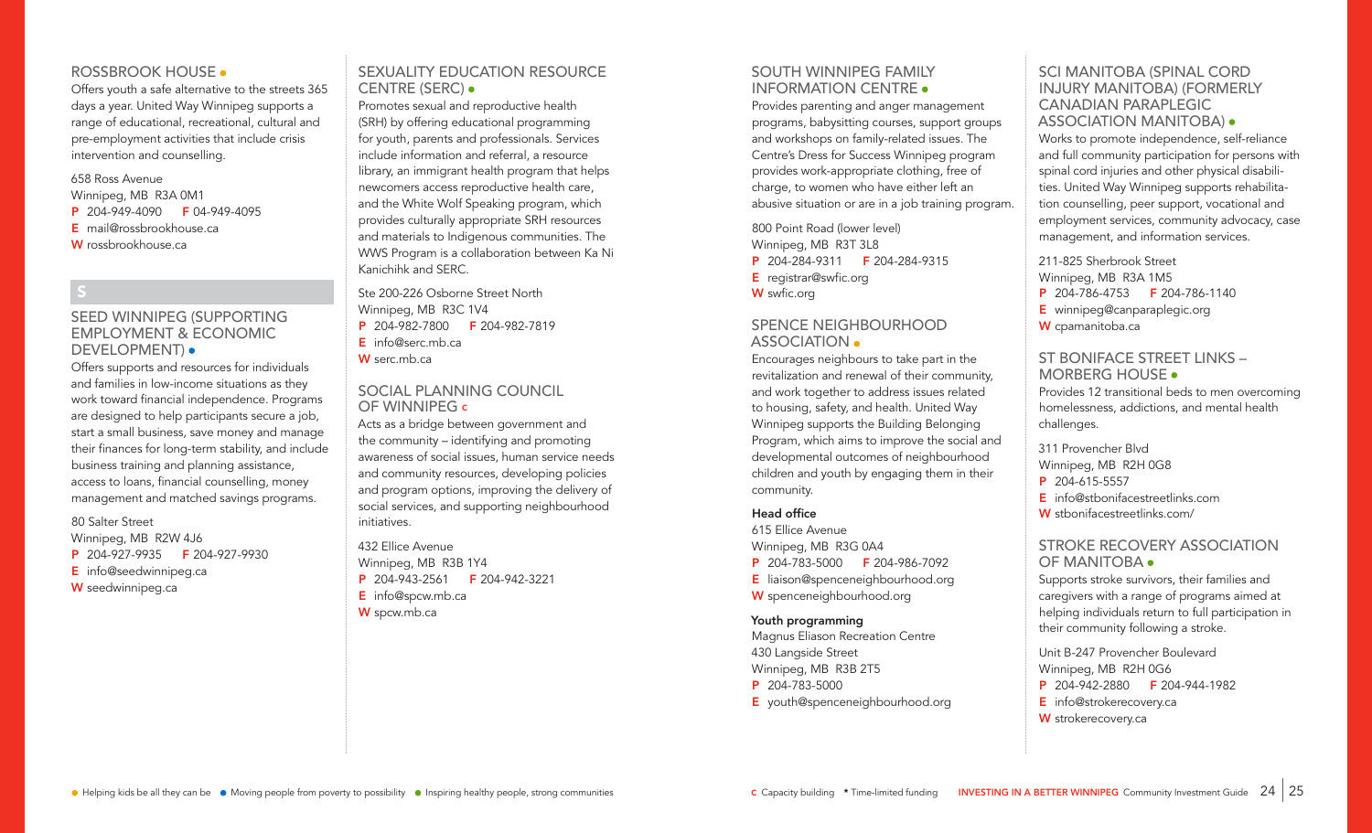## ROSSBROOK HOUSE ●

Offers youth a safe alternative to the streets 365 days a year. United Way Winnipeg supports a range of educational, recreational, cultural and pre-employment activities that include crisis intervention and counselling.

658 Ross Avenue
Winnipeg, MB R3A 0M1
**P** 204-949-4090 **F** 04-949-4095
**E** mail@rossbrookhouse.ca
**W** rossbrookhouse.ca

# S

## SEED WINNIPEG (SUPPORTING EMPLOYMENT & ECONOMIC DEVELOPMENT) ●

Offers supports and resources for individuals and families in low-income situations as they work toward financial independence. Programs are designed to help participants secure a job, start a small business, save money and manage their finances for long-term stability, and include business training and planning assistance, access to loans, financial counselling, money management and matched savings programs.

80 Salter Street
Winnipeg, MB R2W 4J6
**P** 204-927-9935 **F** 204-927-9930
**E** info@seedwinnipeg.ca
**W** seedwinnipeg.ca

## SEXUALITY EDUCATION RESOURCE CENTRE (SERC) ●

Promotes sexual and reproductive health (SRH) by offering educational programming for youth, parents and professionals. Services include information and referral, a resource library, an immigrant health program that helps newcomers access reproductive health care, and the White Wolf Speaking program, which provides culturally appropriate SRH resources and materials to Indigenous communities. The WWS Program is a collaboration between Ka Ni Kanichihk and SERC.

Ste 200-226 Osborne Street North
Winnipeg, MB R3C 1V4
**P** 204-982-7800 **F** 204-982-7819
**E** info@serc.mb.ca
**W** serc.mb.ca

## SOCIAL PLANNING COUNCIL OF WINNIPEG c

Acts as a bridge between government and the community – identifying and promoting awareness of social issues, human service needs and community resources, developing policies and program options, improving the delivery of social services, and supporting neighbourhood initiatives.

432 Ellice Avenue
Winnipeg, MB R3B 1Y4
**P** 204-943-2561 **F** 204-942-3221
**E** info@spcw.mb.ca
**W** spcw.mb.ca

## SOUTH WINNIPEG FAMILY INFORMATION CENTRE ●

Provides parenting and anger management programs, babysitting courses, support groups and workshops on family-related issues. The Centre's Dress for Success Winnipeg program provides work-appropriate clothing, free of charge, to women who have either left an abusive situation or are in a job training program.

800 Point Road (lower level)
Winnipeg, MB R3T 3L8
**P** 204-284-9311 **F** 204-284-9315
**E** registrar@swfic.org
**W** swfic.org

## SPENCE NEIGHBOURHOOD ASSOCIATION ●

Encourages neighbours to take part in the revitalization and renewal of their community, and work together to address issues related to housing, safety, and health. United Way Winnipeg supports the Building Belonging Program, which aims to improve the social and developmental outcomes of neighbourhood children and youth by engaging them in their community.

**Head office**
615 Ellice Avenue
Winnipeg, MB R3G 0A4
**P** 204-783-5000 **F** 204-986-7092
**E** liaison@spenceneighbourhood.org
**W** spenceneighbourhood.org

**Youth programming**
Magnus Eliason Recreation Centre
430 Langside Street
Winnipeg, MB R3B 2T5
**P** 204-783-5000
**E** youth@spenceneighbourhood.org

## SCI MANITOBA (SPINAL CORD INJURY MANITOBA) (FORMERLY CANADIAN PARAPLEGIC ASSOCIATION MANITOBA) ●

Works to promote independence, self-reliance and full community participation for persons with spinal cord injuries and other physical disabilities. United Way Winnipeg supports rehabilitation counselling, peer support, vocational and employment services, community advocacy, case management, and information services.

211-825 Sherbrook Street
Winnipeg, MB R3A 1M5
**P** 204-786-4753 **F** 204-786-1140
**E** winnipeg@canparaplegic.org
**W** cpamanitoba.ca

## ST BONIFACE STREET LINKS – MORBERG HOUSE ●

Provides 12 transitional beds to men overcoming homelessness, addictions, and mental health challenges.

311 Provencher Blvd
Winnipeg, MB R2H 0G8
**P** 204-615-5557
**E** info@stbonifacestreetlinks.com
**W** stbonifacestreetlinks.com/

## STROKE RECOVERY ASSOCIATION OF MANITOBA ●

Supports stroke survivors, their families and caregivers with a range of programs aimed at helping individuals return to full participation in their community following a stroke.

Unit B-247 Provencher Boulevard
Winnipeg, MB R2H 0G6
**P** 204-942-2880 **F** 204-944-1982
**E** info@strokerecovery.ca
**W** strokerecovery.ca

● Helping kids be all they can be ● Moving people from poverty to possibility ● Inspiring healthy people, strong communities

c Capacity building * Time-limited funding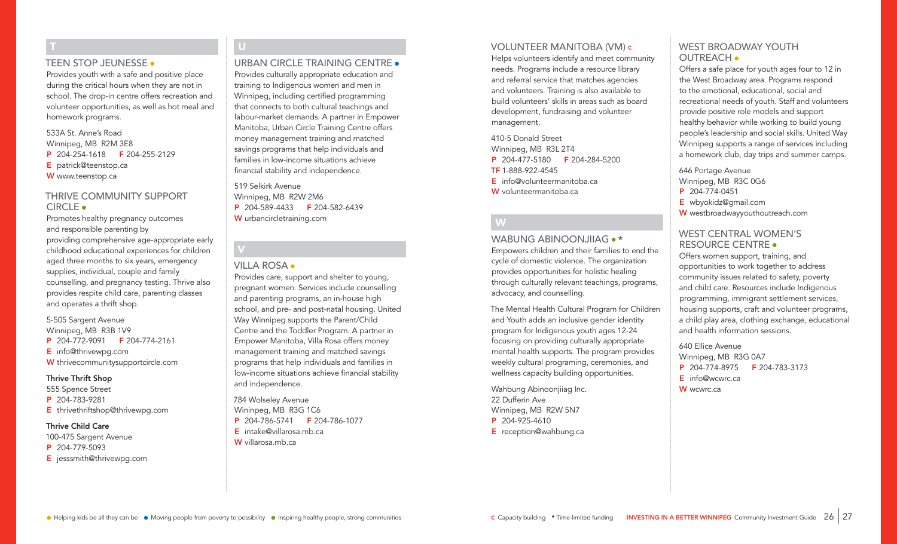## T

### TEEN STOP JEUNESSE ●

Provides youth with a safe and positive place during the critical hours when they are not in school. The drop-in centre offers recreation and volunteer opportunities, as well as hot meal and homework programs.

533A St. Anne's Road
Winnipeg, MB R2M 3E8
**P** 204-254-1618 **F** 204-255-2129
**E** patrick@teenstop.ca
**W** www.teenstop.ca

### THRIVE COMMUNITY SUPPORT CIRCLE ●

Promotes healthy pregnancy outcomes and responsible parenting by providing comprehensive age-appropriate early childhood educational experiences for children aged three months to six years, emergency supplies, individual, couple and family counselling, and pregnancy testing. Thrive also provides respite child care, parenting classes and operates a thrift shop.

5-505 Sargent Avenue
Winnipeg, MB R3B 1V9
**P** 204-772-9091 **F** 204-774-2161
**E** info@thrivewpg.com
**W** thrivecommunitysupportcircle.com

**Thrive Thrift Shop**
555 Spence Street
**P** 204-783-9281
**E** thrivethriftshop@thrivewpg.com

**Thrive Child Care**
100-475 Sargent Avenue
**P** 204-779-5093
**E** jesssmith@thrivewpg.com

## U

### URBAN CIRCLE TRAINING CENTRE ●

Provides culturally appropriate education and training to Indigenous women and men in Winnipeg, including certified programming that connects to both cultural teachings and labour-market demands. A partner in Empower Manitoba, Urban Circle Training Centre offers money management training and matched savings programs that help individuals and families in low-income situations achieve financial stability and independence.

519 Selkirk Avenue
Winnipeg, MB R2W 2M6
**P** 204-589-4433 **F** 204-582-6439
**W** urbancircletraining.com

## V

### VILLA ROSA ●

Provides care, support and shelter to young, pregnant women. Services include counselling and parenting programs, an in-house high school, and pre- and post-natal housing. United Way Winnipeg supports the Parent/Child Centre and the Toddler Program. A partner in Empower Manitoba, Villa Rosa offers money management training and matched savings programs that help individuals and families in low-income situations achieve financial stability and independence.

784 Wolseley Avenue
Wininpeg, MB R3G 1C6
**P** 204-786-5741 **F** 204-786-1077
**E** intake@villarosa.mb.ca
**W** villarosa.mb.ca

### VOLUNTEER MANITOBA (VM) c

Helps volunteers identify and meet community needs. Programs include a resource library and referral service that matches agencies and volunteers. Training is also available to build volunteers' skills in areas such as board development, fundraising and volunteer management.

410-5 Donald Street
Winnipeg, MB R3L 2T4
**P** 204-477-5180 **F** 204-284-5200
**TF** 1-888-922-4545
**E** info@volunteermanitoba.ca
**W** volunteermanitoba.ca

## W

### WABUNG ABINOONJIIAG ● *

Empowers children and their families to end the cycle of domestic violence. The organization provides opportunities for holistic healing through culturally relevant teachings, programs, advocacy, and counselling.

The Mental Health Cultural Program for Children and Youth adds an inclusive gender identity program for Indigenous youth ages 12-24 focusing on providing culturally appropriate mental health supports. The program provides weekly cultural programing, ceremonies, and wellness capacity building opportunities.

Wahbung Abinoonjiiag Inc.
22 Dufferin Ave
Winnipeg, MB R2W 5N7
**P** 204-925-4610
**E** reception@wahbung.ca

### WEST BROADWAY YOUTH OUTREACH ●

Offers a safe place for youth ages four to 12 in the West Broadway area. Programs respond to the emotional, educational, social and recreational needs of youth. Staff and volunteers provide positive role models and support healthy behavior while working to build young people's leadership and social skills. United Way Winnipeg supports a range of services including a homework club, day trips and summer camps.

646 Portage Avenue
Winnipeg, MB R3C 0G6
**P** 204-774-0451
**E** wbyokidz@gmail.com
**W** westbroadwayyouthoutreach.com

### WEST CENTRAL WOMEN'S RESOURCE CENTRE ●

Offers women support, training, and opportunities to work together to address community issues related to safety, poverty and child care. Resources include Indigenous programming, immigrant settlement services, housing supports, craft and volunteer programs, a child play area, clothing exchange, educational and health information sessions.

640 Ellice Avenue
Winnipeg, MB R3G 0A7
**P** 204-774-8975 **F** 204-783-3173
**E** info@wcwrc.ca
**W** wcwrc.ca

● Helping kids be all they can be ● Moving people from poverty to possibility ● Inspiring healthy people, strong communities

**c** Capacity building * Time-limited funding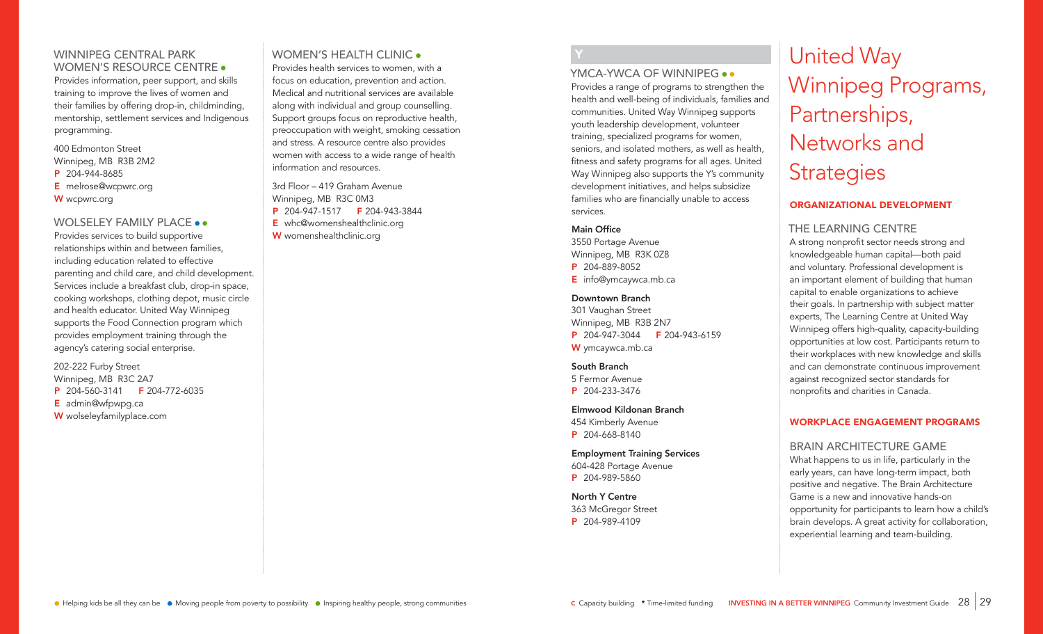### WINNIPEG CENTRAL PARK WOMEN'S RESOURCE CENTRE ●

Provides information, peer support, and skills training to improve the lives of women and their families by offering drop-in, childminding, mentorship, settlement services and Indigenous programming.

400 Edmonton Street
Winnipeg, MB R3B 2M2
**P** 204-944-8685
**E** melrose@wcpwrc.org
**W** wcpwrc.org

### WOLSELEY FAMILY PLACE ● ●

Provides services to build supportive relationships within and between families, including education related to effective parenting and child care, and child development. Services include a breakfast club, drop-in space, cooking workshops, clothing depot, music circle and health educator. United Way Winnipeg supports the Food Connection program which provides employment training through the agency's catering social enterprise.

202-222 Furby Street
Winnipeg, MB R3C 2A7
**P** 204-560-3141 **F** 204-772-6035
**E** admin@wfpwpg.ca
**W** wolseleyfamilyplace.com

### WOMEN'S HEALTH CLINIC ●

Provides health services to women, with a focus on education, prevention and action. Medical and nutritional services are available along with individual and group counselling. Support groups focus on reproductive health, preoccupation with weight, smoking cessation and stress. A resource centre also provides women with access to a wide range of health information and resources.

3rd Floor – 419 Graham Avenue
Winnipeg, MB R3C 0M3
**P** 204-947-1517 **F** 204-943-3844
**E** whc@womenshealthclinic.org
**W** womenshealthclinic.org

## Y

### YMCA-YWCA OF WINNIPEG ● ●

Provides a range of programs to strengthen the health and well-being of individuals, families and communities. United Way Winnipeg supports youth leadership development, volunteer training, specialized programs for women, seniors, and isolated mothers, as well as health, fitness and safety programs for all ages. United Way Winnipeg also supports the Y's community development initiatives, and helps subsidize families who are financially unable to access services.

**Main Office**
3550 Portage Avenue
Winnipeg, MB R3K 0Z8
**P** 204-889-8052
**E** info@ymcaywca.mb.ca

**Downtown Branch**
301 Vaughan Street
Winnipeg, MB R3B 2N7
**P** 204-947-3044 **F** 204-943-6159
**W** ymcaywca.mb.ca

**South Branch**
5 Fermor Avenue
**P** 204-233-3476

**Elmwood Kildonan Branch**
454 Kimberly Avenue
**P** 204-668-8140

**Employment Training Services**
604-428 Portage Avenue
**P** 204-989-5860

**North Y Centre**
363 McGregor Street
**P** 204-989-4109

# United Way Winnipeg Programs, Partnerships, Networks and Strategies

## ORGANIZATIONAL DEVELOPMENT

### THE LEARNING CENTRE

A strong nonprofit sector needs strong and knowledgeable human capital—both paid and voluntary. Professional development is an important element of building that human capital to enable organizations to achieve their goals. In partnership with subject matter experts, The Learning Centre at United Way Winnipeg offers high-quality, capacity-building opportunities at low cost. Participants return to their workplaces with new knowledge and skills and can demonstrate continuous improvement against recognized sector standards for nonprofits and charities in Canada.

## WORKPLACE ENGAGEMENT PROGRAMS

### BRAIN ARCHITECTURE GAME

What happens to us in life, particularly in the early years, can have long-term impact, both positive and negative. The Brain Architecture Game is a new and innovative hands-on opportunity for participants to learn how a child's brain develops. A great activity for collaboration, experiential learning and team-building.

● Helping kids be all they can be ● Moving people from poverty to possibility ● Inspiring healthy people, strong communities

**C** Capacity building * Time-limited funding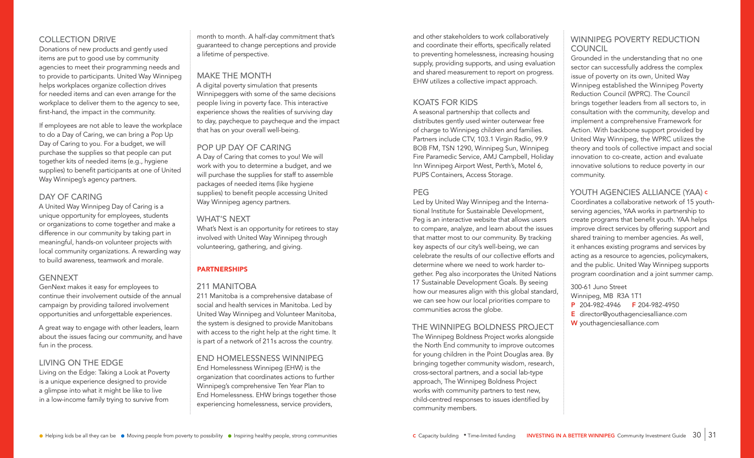## COLLECTION DRIVE

Donations of new products and gently used items are put to good use by community agencies to meet their programming needs and to provide to participants. United Way Winnipeg helps workplaces organize collection drives for needed items and can even arrange for the workplace to deliver them to the agency to see, first-hand, the impact in the community.

If employees are not able to leave the workplace to do a Day of Caring, we can bring a Pop Up Day of Caring to you. For a budget, we will purchase the supplies so that people can put together kits of needed items (e.g., hygiene supplies) to benefit participants at one of United Way Winnipeg's agency partners.

## DAY OF CARING

A United Way Winnipeg Day of Caring is a unique opportunity for employees, students or organizations to come together and make a difference in our community by taking part in meaningful, hands-on volunteer projects with local community organizations. A rewarding way to build awareness, teamwork and morale.

## GENNEXT

GenNext makes it easy for employees to continue their involvement outside of the annual campaign by providing tailored involvement opportunities and unforgettable experiences.

A great way to engage with other leaders, learn about the issues facing our community, and have fun in the process.

## LIVING ON THE EDGE

Living on the Edge: Taking a Look at Poverty is a unique experience designed to provide a glimpse into what it might be like to live in a low-income family trying to survive from month to month. A half-day commitment that's guaranteed to change perceptions and provide a lifetime of perspective.

## MAKE THE MONTH

A digital poverty simulation that presents Winnipeggers with some of the same decisions people living in poverty face. This interactive experience shows the realities of surviving day to day, paycheque to paycheque and the impact that has on your overall well-being.

## POP UP DAY OF CARING

A Day of Caring that comes to you! We will work with you to determine a budget, and we will purchase the supplies for staff to assemble packages of needed items (like hygiene supplies) to benefit people accessing United Way Winnipeg agency partners.

## WHAT'S NEXT

What's Next is an opportunity for retirees to stay involved with United Way Winnipeg through volunteering, gathering, and giving.

# PARTNERSHIPS

## 211 MANITOBA

211 Manitoba is a comprehensive database of social and health services in Manitoba. Led by United Way Winnipeg and Volunteer Manitoba, the system is designed to provide Manitobans with access to the right help at the right time. It is part of a network of 211s across the country.

## END HOMELESSNESS WINNIPEG

End Homelessness Winnipeg (EHW) is the organization that coordinates actions to further Winnipeg's comprehensive Ten Year Plan to End Homelessness. EHW brings together those experiencing homelessness, service providers, and other stakeholders to work collaboratively and coordinate their efforts, specifically related to preventing homelessness, increasing housing supply, providing supports, and using evaluation and shared measurement to report on progress. EHW utilizes a collective impact approach.

## KOATS FOR KIDS

A seasonal partnership that collects and distributes gently used winter outerwear free of charge to Winnipeg children and families. Partners include CTV, 103.1 Virgin Radio, 99.9 BOB FM, TSN 1290, Winnipeg Sun, Winnipeg Fire Paramedic Service, AMJ Campbell, Holiday Inn Winnipeg Airport West, Perth's, Motel 6, PUPS Containers, Access Storage.

## PEG

Led by United Way Winnipeg and the International Institute for Sustainable Development, Peg is an interactive website that allows users to compare, analyze, and learn about the issues that matter most to our community. By tracking key aspects of our city's well-being, we can celebrate the results of our collective efforts and determine where we need to work harder together. Peg also incorporates the United Nations 17 Sustainable Development Goals. By seeing how our measures align with this global standard, we can see how our local priorities compare to communities across the globe.

## THE WINNIPEG BOLDNESS PROJECT

The Winnipeg Boldness Project works alongside the North End community to improve outcomes for young children in the Point Douglas area. By bringing together community wisdom, research, cross-sectoral partners, and a social lab-type approach, The Winnipeg Boldness Project works with community partners to test new, child-centred responses to issues identified by community members.

## WINNIPEG POVERTY REDUCTION COUNCIL

Grounded in the understanding that no one sector can successfully address the complex issue of poverty on its own, United Way Winnipeg established the Winnipeg Poverty Reduction Council (WPRC). The Council brings together leaders from all sectors to, in consultation with the community, develop and implement a comprehensive Framework for Action. With backbone support provided by United Way Winnipeg, the WPRC utilizes the theory and tools of collective impact and social innovation to co-create, action and evaluate innovative solutions to reduce poverty in our community.

## YOUTH AGENCIES ALLIANCE (YAA) C

Coordinates a collaborative network of 15 youth-serving agencies, YAA works in partnership to create programs that benefit youth. YAA helps improve direct services by offering support and shared training to member agencies. As well, it enhances existing programs and services by acting as a resource to agencies, policymakers, and the public. United Way Winnipeg supports program coordination and a joint summer camp.

300-61 Juno Street
Winnipeg, MB R3A 1T1
**P** 204-982-4946 **F** 204-982-4950
**E** director@youthagenciesalliance.com
**W** youthagenciesalliance.com

● Helping kids be all they can be ● Moving people from poverty to possibility ● Inspiring healthy people, strong communities

**C** Capacity building * Time-limited funding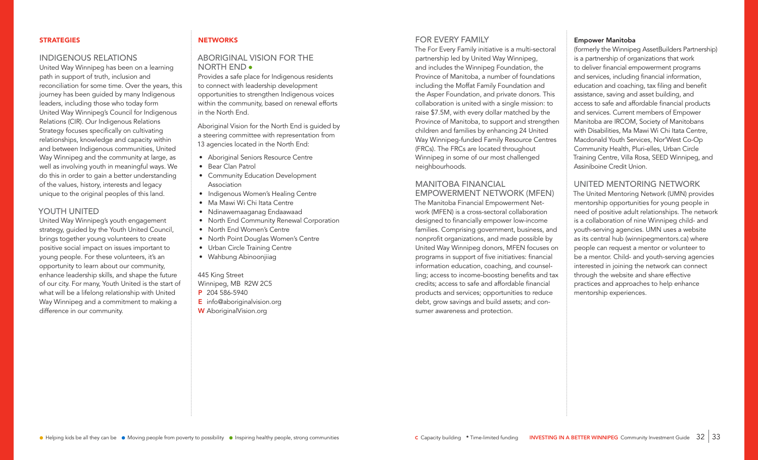## STRATEGIES

### INDIGENOUS RELATIONS

United Way Winnipeg has been on a learning path in support of truth, inclusion and reconciliation for some time. Over the years, this journey has been guided by many Indigenous leaders, including those who today form United Way Winnipeg's Council for Indigenous Relations (CIR). Our Indigenous Relations Strategy focuses specifically on cultivating relationships, knowledge and capacity within and between Indigenous communities, United Way Winnipeg and the community at large, as well as involving youth in meaningful ways. We do this in order to gain a better understanding of the values, history, interests and legacy unique to the original peoples of this land.

### YOUTH UNITED

United Way Winnipeg's youth engagement strategy, guided by the Youth United Council, brings together young volunteers to create positive social impact on issues important to young people. For these volunteers, it's an opportunity to learn about our community, enhance leadership skills, and shape the future of our city. For many, Youth United is the start of what will be a lifelong relationship with United Way Winnipeg and a commitment to making a difference in our community.

## NETWORKS

### ABORIGINAL VISION FOR THE NORTH END ●

Provides a safe place for Indigenous residents to connect with leadership development opportunities to strengthen Indigenous voices within the community, based on renewal efforts in the North End.

Aboriginal Vision for the North End is guided by a steering committee with representation from 13 agencies located in the North End:

- Aboriginal Seniors Resource Centre
- Bear Clan Patrol
- Community Education Development Association
- Indigenous Women's Healing Centre
- Ma Mawi Wi Chi Itata Centre
- Ndinawemaaganag Endaawaad
- North End Community Renewal Corporation
- North End Women's Centre
- North Point Douglas Women's Centre
- Urban Circle Training Centre
- Wahbung Abinoonjiiag

445 King Street
Winnipeg, MB R2W 2C5
**P** 204 586-5940
**E** info@aboriginalvision.org
**W** AboriginalVision.org

### FOR EVERY FAMILY

The For Every Family initiative is a multi-sectoral partnership led by United Way Winnipeg, and includes the Winnipeg Foundation, the Province of Manitoba, a number of foundations including the Moffat Family Foundation and the Asper Foundation, and private donors. This collaboration is united with a single mission: to raise $7.5M, with every dollar matched by the Province of Manitoba, to support and strengthen children and families by enhancing 24 United Way Winnipeg-funded Family Resource Centres (FRCs). The FRCs are located throughout Winnipeg in some of our most challenged neighbourhoods.

### MANITOBA FINANCIAL EMPOWERMENT NETWORK (MFEN)

The Manitoba Financial Empowerment Network (MFEN) is a cross-sectoral collaboration designed to financially empower low-income families. Comprising government, business, and nonprofit organizations, and made possible by United Way Winnipeg donors, MFEN focuses on programs in support of five initiatives: financial information education, coaching, and counselling; access to income-boosting benefits and tax credits; access to safe and affordable financial products and services; opportunities to reduce debt, grow savings and build assets; and consumer awareness and protection.

**Empower Manitoba**

(formerly the Winnipeg AssetBuilders Partnership) is a partnership of organizations that work to deliver financial empowerment programs and services, including financial information, education and coaching, tax filing and benefit assistance, saving and asset building, and access to safe and affordable financial products and services. Current members of Empower Manitoba are IRCOM, Society of Manitobans with Disabilities, Ma Mawi Wi Chi Itata Centre, Macdonald Youth Services, Nor'West Co-Op Community Health, Pluri-elles, Urban Circle Training Centre, Villa Rosa, SEED Winnipeg, and Assiniboine Credit Union.

### UNITED MENTORING NETWORK

The United Mentoring Network (UMN) provides mentorship opportunities for young people in need of positive adult relationships. The network is a collaboration of nine Winnipeg child- and youth-serving agencies. UMN uses a website as its central hub (winnipegmentors.ca) where people can request a mentor or volunteer to be a mentor. Child- and youth-serving agencies interested in joining the network can connect through the website and share effective practices and approaches to help enhance mentorship experiences.

● Helping kids be all they can be ● Moving people from poverty to possibility ● Inspiring healthy people, strong communities

**C** Capacity building * Time-limited funding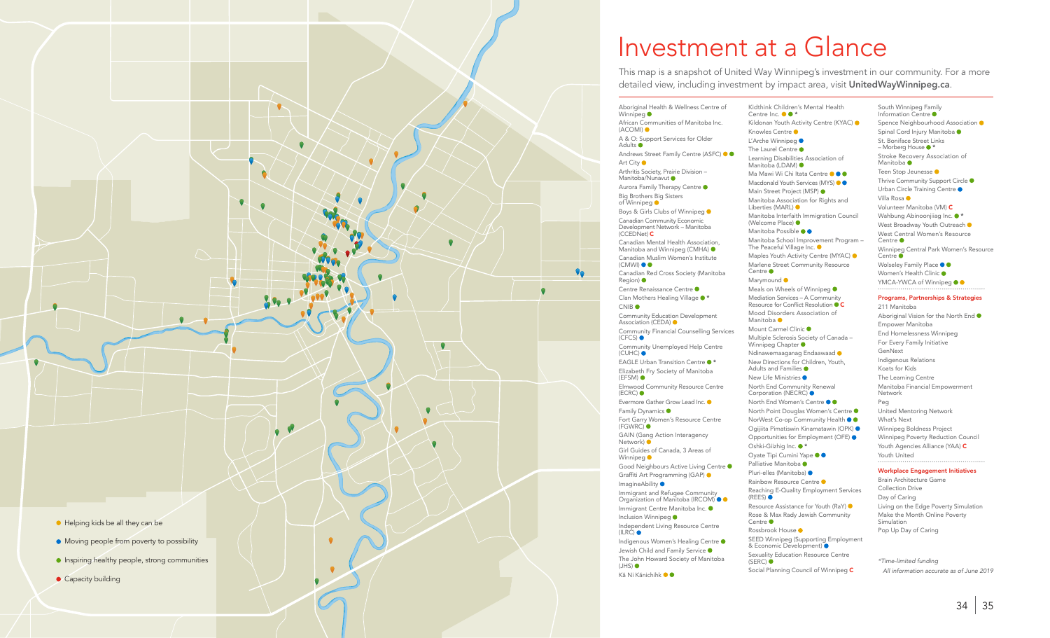# Investment at a Glance

This map is a snapshot of United Way Winnipeg's investment in our community. For a more detailed view, including investment by impact area, visit **UnitedWayWinnipeg.ca**.

- ● Helping kids be all they can be
- ● Moving people from poverty to possibility
- ● Inspiring healthy people, strong communities
- ● Capacity building

Aboriginal Health & Wellness Centre of Winnipeg ●
African Communities of Manitoba Inc. (ACOMI) ●
A & O: Support Services for Older Adults ●
Andrews Street Family Centre (ASFC) ● ●
Art City ●
Arthritis Society, Prairie Division – Manitoba/Nunavut ●
Aurora Family Therapy Centre ●
Big Brothers Big Sisters of Winnipeg ●
Boys & Girls Clubs of Winnipeg ●
Canadian Community Economic Development Network – Manitoba (CCEDNet) C
Canadian Mental Health Association, Manitoba and Winnipeg (CMHA) ●
Canadian Muslim Women's Institute (CMWI) ● ●
Canadian Red Cross Society (Manitoba Region) ●
Centre Renaissance Centre ●
Clan Mothers Healing Village ● *
CNIB ●
Community Education Development Association (CEDA) ●
Community Financial Counselling Services (CFCS) ●
Community Unemployed Help Centre (CUHC) ●
EAGLE Urban Transition Centre ● *
Elizabeth Fry Society of Manitoba (EFSM) ●
Elmwood Community Resource Centre (ECRC) ●
Evermore Gather Grow Lead Inc. ●
Family Dynamics ●
Fort Garry Women's Resource Centre (FGWRC) ●
GAIN (Gang Action Interagency Network) ●
Girl Guides of Canada, 3 Areas of Winnipeg ●
Good Neighbours Active Living Centre ●
Graffiti Art Programming (GAP) ●
ImagineAbility ●
Immigrant and Refugee Community Organization of Manitoba (IRCOM) ● ●
Immigrant Centre Manitoba Inc. ●
Inclusion Winnipeg ●
Independent Living Resource Centre (ILRC) ●
Indigenous Women's Healing Centre ●
Jewish Child and Family Service ●
The John Howard Society of Manitoba (JHS) ●
Kā Ni Kānichihk ● ●
Kidthink Children's Mental Health Centre Inc. ● ● *
Kildonan Youth Activity Centre (KYAC) ●
Knowles Centre ●
L'Arche Winnipeg ●
The Laurel Centre ●
Learning Disabilities Association of Manitoba (LDAM) ●
Ma Mawi Wi Chi Itata Centre ● ● ●
Macdonald Youth Services (MYS) ● ●
Main Street Project (MSP) ●
Manitoba Association for Rights and Liberties (MARL) ●
Manitoba Interfaith Immigration Council (Welcome Place) ●
Manitoba Possible ● ●
Manitoba School Improvement Program – The Peaceful Village Inc. ●
Maples Youth Activity Centre (MYAC) ●
Marlene Street Community Resource Centre ●
Marymound ●
Meals on Wheels of Winnipeg ●
Mediation Services – A Community Resource for Conflict Resolution ● C
Mood Disorders Association of Manitoba ●
Mount Carmel Clinic ●
Multiple Sclerosis Society of Canada – Winnipeg Chapter ●
Ndinawemaaganag Endaawaad ●
New Directions for Children, Youth, Adults and Families ●
New Life Ministries ●
North End Community Renewal Corporation (NECRC) ●
North End Women's Centre ● ●
North Point Douglas Women's Centre ●
NorWest Co-op Community Health ● ●
Ogijiita Pimatiswin Kinamatawin (OPK) ●
Opportunities for Employment (OFE) ●
Oshki-Giizhig Inc. ● *
Oyate Tipi Cumini Yape ● ●
Palliative Manitoba ●
Pluri-elles (Manitoba) ●
Rainbow Resource Centre ●
Reaching E-Quality Employment Services (REES) ●
Resource Assistance for Youth (RaY) ●
Rose & Max Rady Jewish Community Centre ●
Rossbrook House ●
SEED Winnipeg (Supporting Employment & Economic Development) ●
Sexuality Education Resource Centre (SERC) ●
Social Planning Council of Winnipeg C
South Winnipeg Family Information Centre ●
Spence Neighbourhood Association ●
Spinal Cord Injury Manitoba ●
St. Boniface Street Links – Morberg House ● *
Stroke Recovery Association of Manitoba ●
Teen Stop Jeunesse ●
Thrive Community Support Circle ●
Urban Circle Training Centre ●
Villa Rosa ●
Volunteer Manitoba (VM) C
Wahbung Abinoonjiiag Inc. ● *
West Broadway Youth Outreach ●
West Central Women's Resource Centre ●
Winnipeg Central Park Women's Resource Centre ●
Wolseley Family Place ● ●
Women's Health Clinic ●
YMCA-YWCA of Winnipeg ● ●

## Programs, Partnerships & Strategies

211 Manitoba
Aboriginal Vision for the North End ●
Empower Manitoba
End Homelessness Winnipeg
For Every Family Initiative
GenNext
Indigenous Relations
Koats for Kids
The Learning Centre
Manitoba Financial Empowerment Network
Peg
United Mentoring Network
What's Next
Winnipeg Boldness Project
Winnipeg Poverty Reduction Council
Youth Agencies Alliance (YAA) C
Youth United

## Workplace Engagement Initiatives

Brain Architecture Game
Collection Drive
Day of Caring
Living on the Edge Poverty Simulation
Make the Month Online Poverty Simulation
Pop Up Day of Caring

*\*Time-limited funding*
*All information accurate as of June 2019*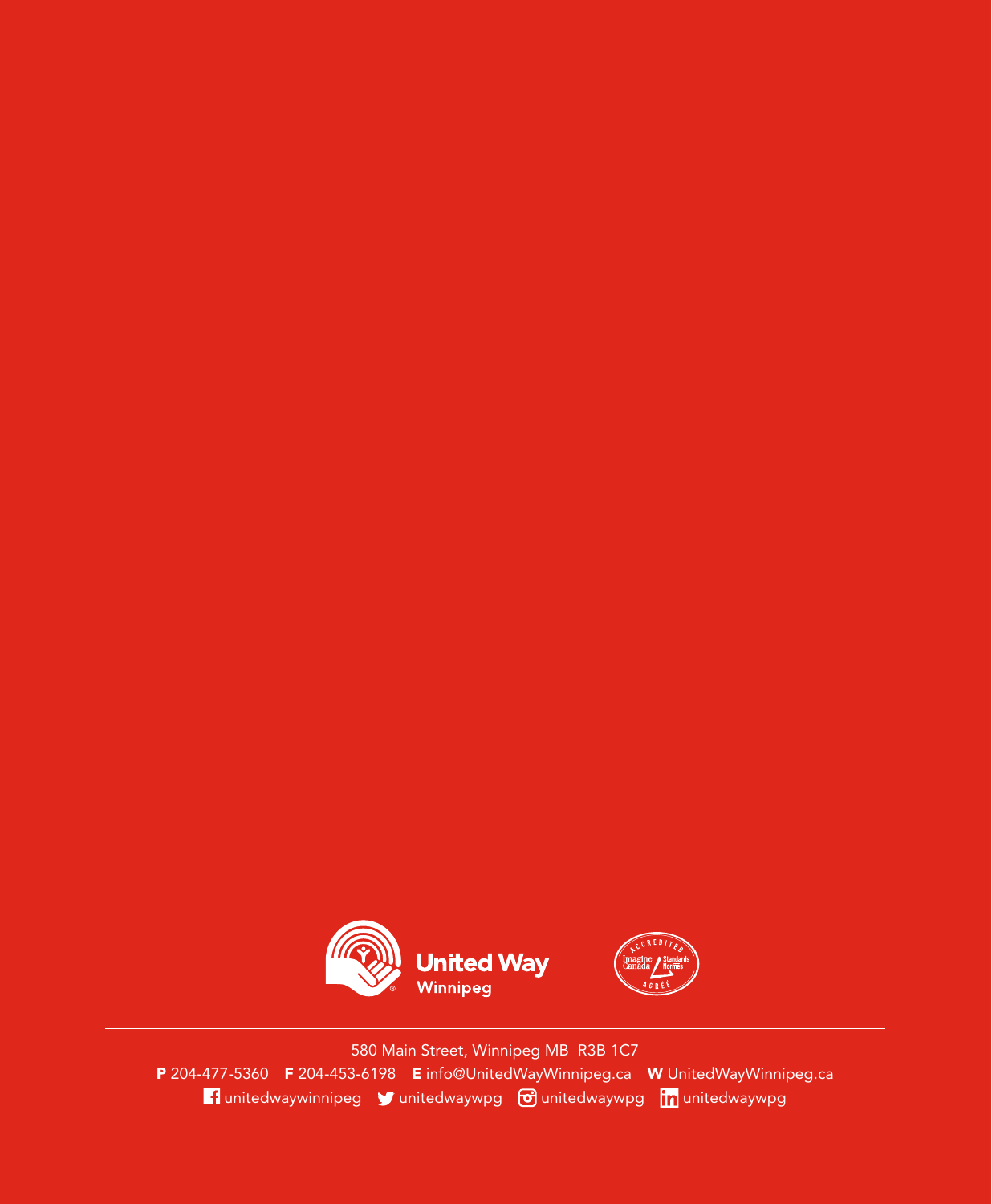United Way
Winnipeg

580 Main Street, Winnipeg MB R3B 1C7

**P** 204-477-5360 **F** 204-453-6198 **E** info@UnitedWayWinnipeg.ca **W** UnitedWayWinnipeg.ca

unitedwaywinnipeg unitedwaywpg unitedwaywpg unitedwaywpg